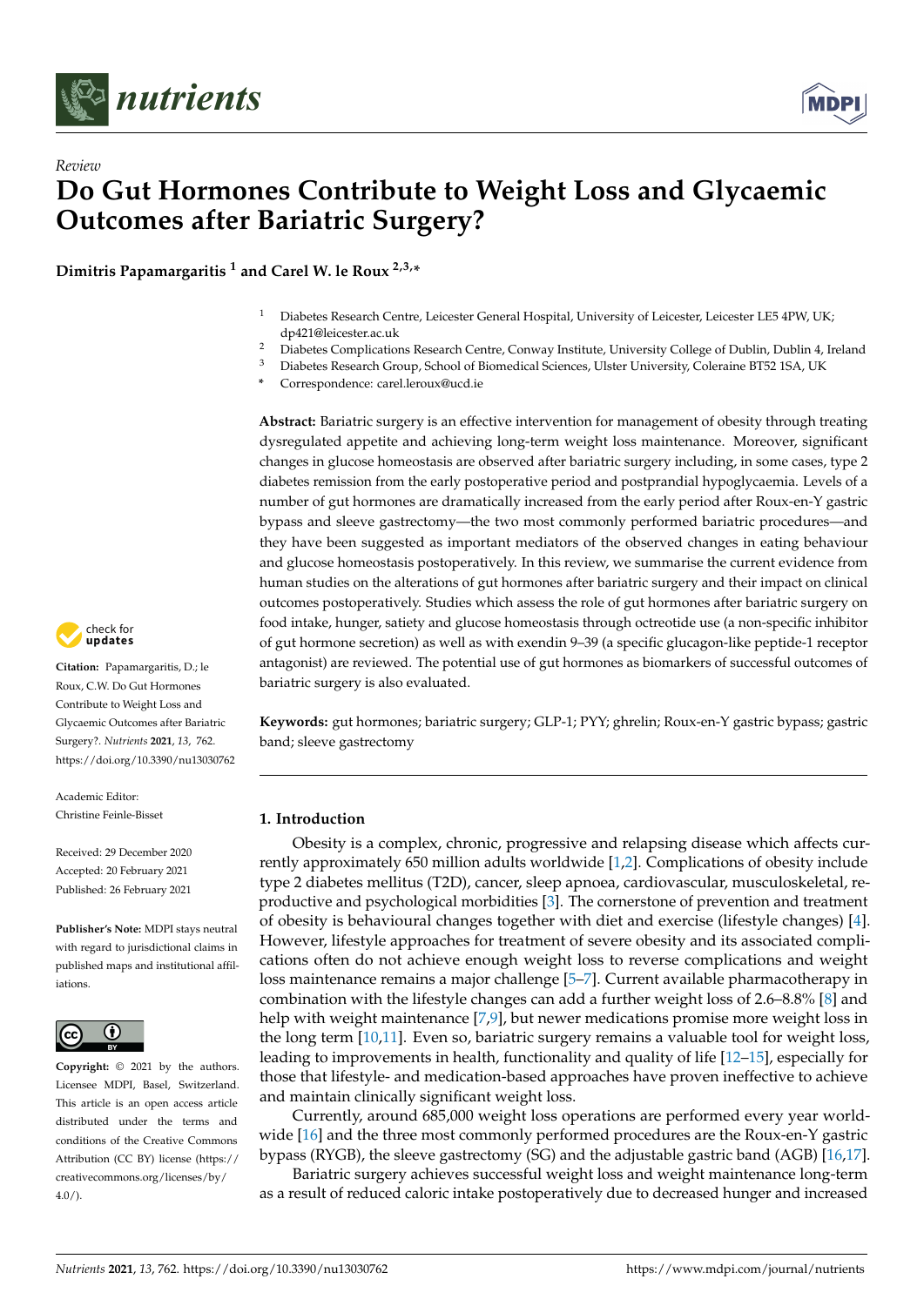*Review*

# Do Gut Hormones Contribute to Weight Loss and Glycaemic Outcomes after Bariatric Surgery?

**Dimitris Papamargaritis [1] and Carel W. le Roux [2,3,*]**

[1] Diabetes Research Centre, Leicester General Hospital, University of Leicester, Leicester LE5 4PW, UK; dp421@leicester.ac.uk
[2] Diabetes Complications Research Centre, Conway Institute, University College of Dublin, Dublin 4, Ireland
[3] Diabetes Research Group, School of Biomedical Sciences, Ulster University, Coleraine BT52 1SA, UK
\* Correspondence: carel.leroux@ucd.ie

**Abstract:** Bariatric surgery is an effective intervention for management of obesity through treating dysregulated appetite and achieving long-term weight loss maintenance. Moreover, significant changes in glucose homeostasis are observed after bariatric surgery including, in some cases, type 2 diabetes remission from the early postoperative period and postprandial hypoglycaemia. Levels of a number of gut hormones are dramatically increased from the early period after Roux-en-Y gastric bypass and sleeve gastrectomy—the two most commonly performed bariatric procedures—and they have been suggested as important mediators of the observed changes in eating behaviour and glucose homeostasis postoperatively. In this review, we summarise the current evidence from human studies on the alterations of gut hormones after bariatric surgery and their impact on clinical outcomes postoperatively. Studies which assess the role of gut hormones after bariatric surgery on food intake, hunger, satiety and glucose homeostasis through octreotide use (a non-specific inhibitor of gut hormone secretion) as well as with exendin 9–39 (a specific glucagon-like peptide-1 receptor antagonist) are reviewed. The potential use of gut hormones as biomarkers of successful outcomes of bariatric surgery is also evaluated.

**Keywords:** gut hormones; bariatric surgery; GLP-1; PYY; ghrelin; Roux-en-Y gastric bypass; gastric band; sleeve gastrectomy

**Citation:** Papamargaritis, D.; le Roux, C.W. Do Gut Hormones Contribute to Weight Loss and Glycaemic Outcomes after Bariatric Surgery?. *Nutrients* **2021**, *13*, 762. https://doi.org/10.3390/nu13030762

Academic Editor: Christine Feinle-Bisset

Received: 29 December 2020
Accepted: 20 February 2021
Published: 26 February 2021

**Publisher's Note:** MDPI stays neutral with regard to jurisdictional claims in published maps and institutional affiliations.

**Copyright:** © 2021 by the authors. Licensee MDPI, Basel, Switzerland. This article is an open access article distributed under the terms and conditions of the Creative Commons Attribution (CC BY) license (https://creativecommons.org/licenses/by/4.0/).

## 1. Introduction

Obesity is a complex, chronic, progressive and relapsing disease which affects currently approximately 650 million adults worldwide [1,2]. Complications of obesity include type 2 diabetes mellitus (T2D), cancer, sleep apnoea, cardiovascular, musculoskeletal, reproductive and psychological morbidities [3]. The cornerstone of prevention and treatment of obesity is behavioural changes together with diet and exercise (lifestyle changes) [4]. However, lifestyle approaches for treatment of severe obesity and its associated complications often do not achieve enough weight loss to reverse complications and weight loss maintenance remains a major challenge [5–7]. Current available pharmacotherapy in combination with the lifestyle changes can add a further weight loss of 2.6–8.8% [8] and help with weight maintenance [7,9], but newer medications promise more weight loss in the long term [10,11]. Even so, bariatric surgery remains a valuable tool for weight loss, leading to improvements in health, functionality and quality of life [12–15], especially for those that lifestyle- and medication-based approaches have proven ineffective to achieve and maintain clinically significant weight loss.

Currently, around 685,000 weight loss operations are performed every year worldwide [16] and the three most commonly performed procedures are the Roux-en-Y gastric bypass (RYGB), the sleeve gastrectomy (SG) and the adjustable gastric band (AGB) [16,17].

Bariatric surgery achieves successful weight loss and weight maintenance long-term as a result of reduced caloric intake postoperatively due to decreased hunger and increased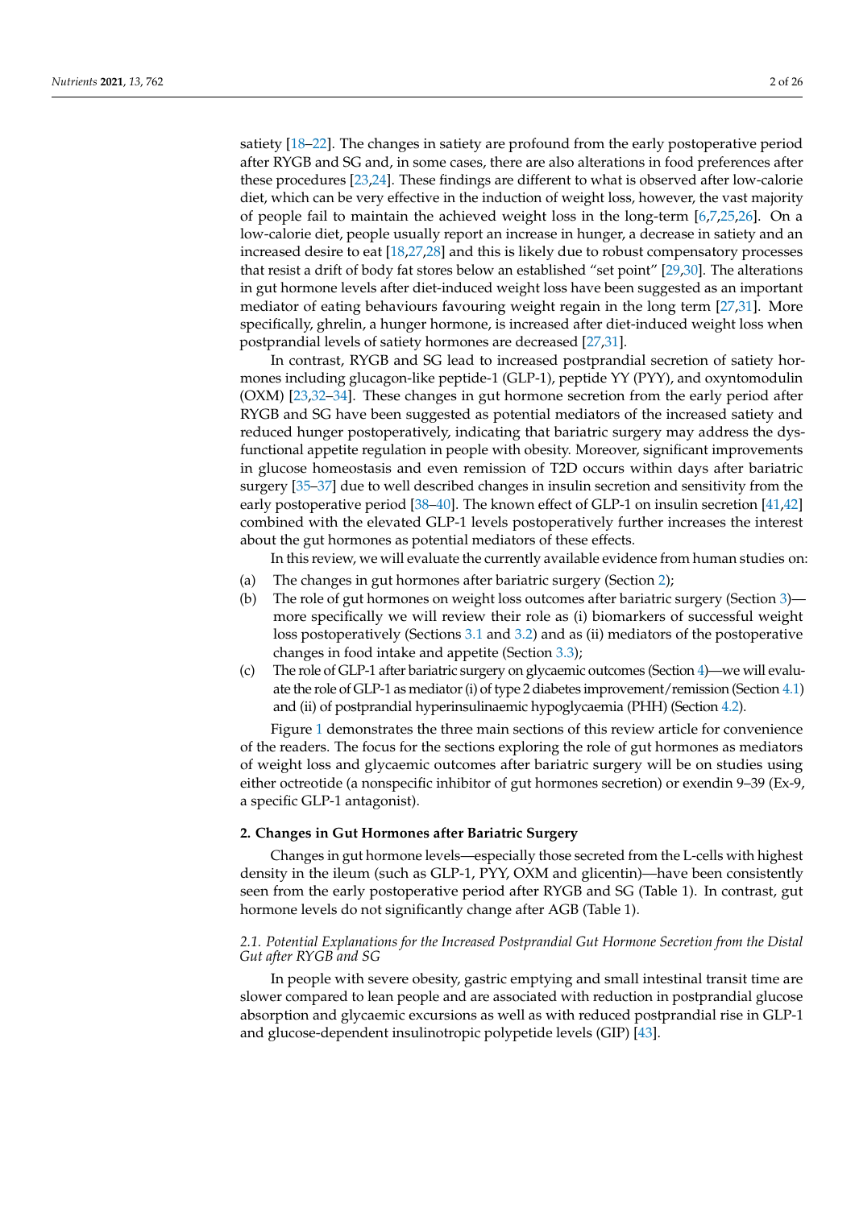satiety [18–22]. The changes in satiety are profound from the early postoperative period after RYGB and SG and, in some cases, there are also alterations in food preferences after these procedures [23,24]. These findings are different to what is observed after low-calorie diet, which can be very effective in the induction of weight loss, however, the vast majority of people fail to maintain the achieved weight loss in the long-term [6,7,25,26]. On a low-calorie diet, people usually report an increase in hunger, a decrease in satiety and an increased desire to eat [18,27,28] and this is likely due to robust compensatory processes that resist a drift of body fat stores below an established "set point" [29,30]. The alterations in gut hormone levels after diet-induced weight loss have been suggested as an important mediator of eating behaviours favouring weight regain in the long term [27,31]. More specifically, ghrelin, a hunger hormone, is increased after diet-induced weight loss when postprandial levels of satiety hormones are decreased [27,31].

In contrast, RYGB and SG lead to increased postprandial secretion of satiety hormones including glucagon-like peptide-1 (GLP-1), peptide YY (PYY), and oxyntomodulin (OXM) [23,32–34]. These changes in gut hormone secretion from the early period after RYGB and SG have been suggested as potential mediators of the increased satiety and reduced hunger postoperatively, indicating that bariatric surgery may address the dysfunctional appetite regulation in people with obesity. Moreover, significant improvements in glucose homeostasis and even remission of T2D occurs within days after bariatric surgery [35–37] due to well described changes in insulin secretion and sensitivity from the early postoperative period [38–40]. The known effect of GLP-1 on insulin secretion [41,42] combined with the elevated GLP-1 levels postoperatively further increases the interest about the gut hormones as potential mediators of these effects.

In this review, we will evaluate the currently available evidence from human studies on:

(a) The changes in gut hormones after bariatric surgery (Section 2);
(b) The role of gut hormones on weight loss outcomes after bariatric surgery (Section 3)—more specifically we will review their role as (i) biomarkers of successful weight loss postoperatively (Sections 3.1 and 3.2) and as (ii) mediators of the postoperative changes in food intake and appetite (Section 3.3);
(c) The role of GLP-1 after bariatric surgery on glycaemic outcomes (Section 4)—we will evaluate the role of GLP-1 as mediator (i) of type 2 diabetes improvement/remission (Section 4.1) and (ii) of postprandial hyperinsulinaemic hypoglycaemia (PHH) (Section 4.2).

Figure 1 demonstrates the three main sections of this review article for convenience of the readers. The focus for the sections exploring the role of gut hormones as mediators of weight loss and glycaemic outcomes after bariatric surgery will be on studies using either octreotide (a nonspecific inhibitor of gut hormones secretion) or exendin 9–39 (Ex-9, a specific GLP-1 antagonist).

## 2. Changes in Gut Hormones after Bariatric Surgery

Changes in gut hormone levels—especially those secreted from the L-cells with highest density in the ileum (such as GLP-1, PYY, OXM and glicentin)—have been consistently seen from the early postoperative period after RYGB and SG (Table 1). In contrast, gut hormone levels do not significantly change after AGB (Table 1).

### *2.1. Potential Explanations for the Increased Postprandial Gut Hormone Secretion from the Distal Gut after RYGB and SG*

In people with severe obesity, gastric emptying and small intestinal transit time are slower compared to lean people and are associated with reduction in postprandial glucose absorption and glycaemic excursions as well as with reduced postprandial rise in GLP-1 and glucose-dependent insulinotropic polypeptide levels (GIP) [43].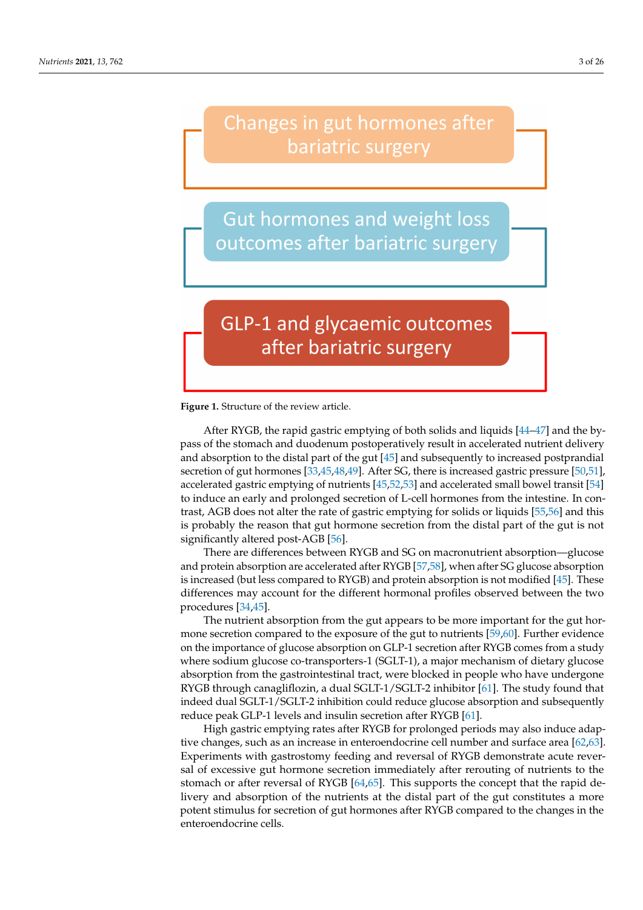Changes in gut hormones after bariatric surgery

Gut hormones and weight loss outcomes after bariatric surgery

GLP-1 and glycaemic outcomes after bariatric surgery

**Figure 1.** Structure of the review article.

After RYGB, the rapid gastric emptying of both solids and liquids [44–47] and the bypass of the stomach and duodenum postoperatively result in accelerated nutrient delivery and absorption to the distal part of the gut [45] and subsequently to increased postprandial secretion of gut hormones [33,45,48,49]. After SG, there is increased gastric pressure [50,51], accelerated gastric emptying of nutrients [45,52,53] and accelerated small bowel transit [54] to induce an early and prolonged secretion of L-cell hormones from the intestine. In contrast, AGB does not alter the rate of gastric emptying for solids or liquids [55,56] and this is probably the reason that gut hormone secretion from the distal part of the gut is not significantly altered post-AGB [56].

There are differences between RYGB and SG on macronutrient absorption—glucose and protein absorption are accelerated after RYGB [57,58], when after SG glucose absorption is increased (but less compared to RYGB) and protein absorption is not modified [45]. These differences may account for the different hormonal profiles observed between the two procedures [34,45].

The nutrient absorption from the gut appears to be more important for the gut hormone secretion compared to the exposure of the gut to nutrients [59,60]. Further evidence on the importance of glucose absorption on GLP-1 secretion after RYGB comes from a study where sodium glucose co-transporters-1 (SGLT-1), a major mechanism of dietary glucose absorption from the gastrointestinal tract, were blocked in people who have undergone RYGB through canagliflozin, a dual SGLT-1/SGLT-2 inhibitor [61]. The study found that indeed dual SGLT-1/SGLT-2 inhibition could reduce glucose absorption and subsequently reduce peak GLP-1 levels and insulin secretion after RYGB [61].

High gastric emptying rates after RYGB for prolonged periods may also induce adaptive changes, such as an increase in enteroendocrine cell number and surface area [62,63]. Experiments with gastrostomy feeding and reversal of RYGB demonstrate acute reversal of excessive gut hormone secretion immediately after rerouting of nutrients to the stomach or after reversal of RYGB [64,65]. This supports the concept that the rapid delivery and absorption of the nutrients at the distal part of the gut constitutes a more potent stimulus for secretion of gut hormones after RYGB compared to the changes in the enteroendocrine cells.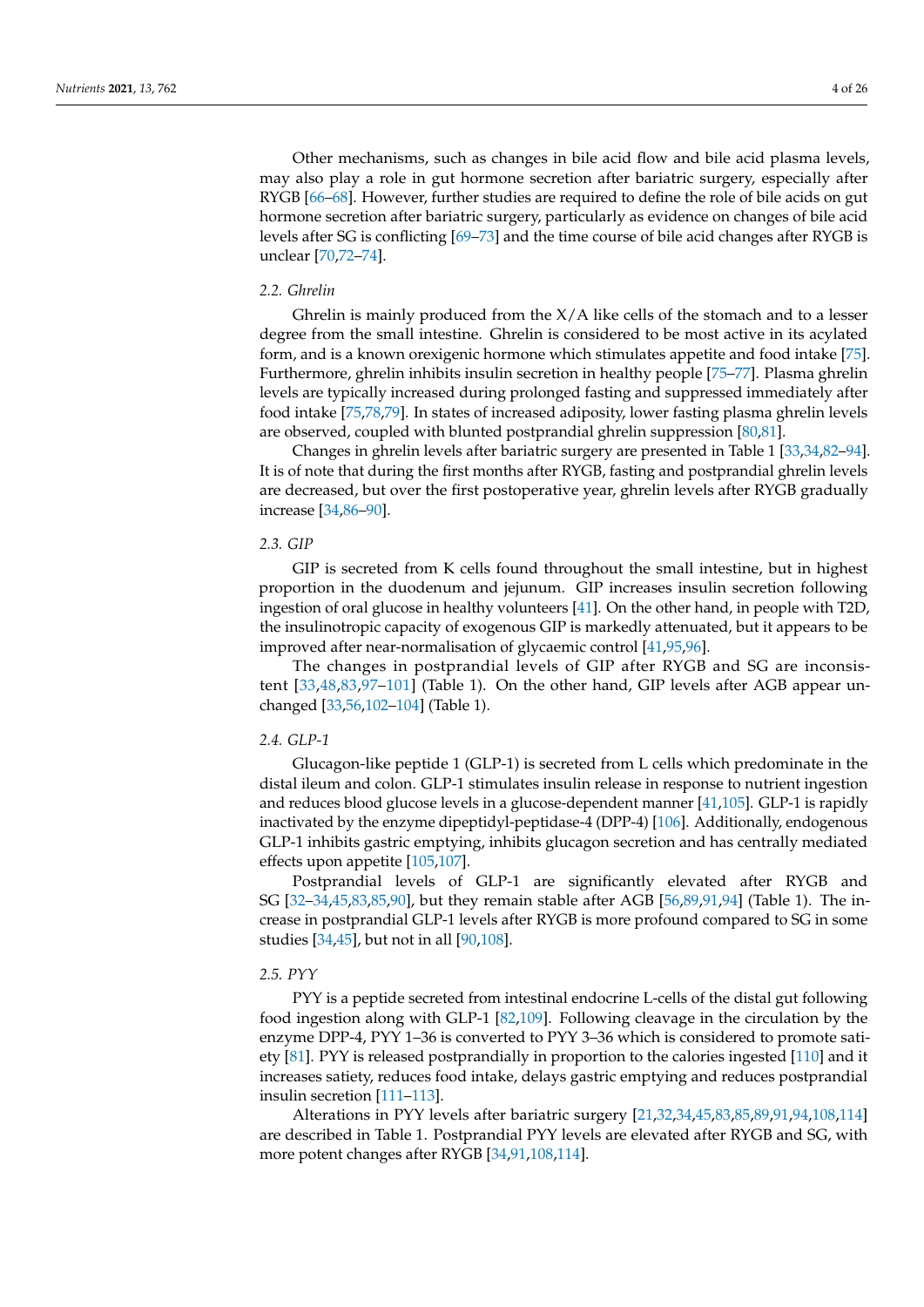Other mechanisms, such as changes in bile acid flow and bile acid plasma levels, may also play a role in gut hormone secretion after bariatric surgery, especially after RYGB [66–68]. However, further studies are required to define the role of bile acids on gut hormone secretion after bariatric surgery, particularly as evidence on changes of bile acid levels after SG is conflicting [69–73] and the time course of bile acid changes after RYGB is unclear [70,72–74].

### *2.2. Ghrelin*

Ghrelin is mainly produced from the X/A like cells of the stomach and to a lesser degree from the small intestine. Ghrelin is considered to be most active in its acylated form, and is a known orexigenic hormone which stimulates appetite and food intake [75]. Furthermore, ghrelin inhibits insulin secretion in healthy people [75–77]. Plasma ghrelin levels are typically increased during prolonged fasting and suppressed immediately after food intake [75,78,79]. In states of increased adiposity, lower fasting plasma ghrelin levels are observed, coupled with blunted postprandial ghrelin suppression [80,81].

Changes in ghrelin levels after bariatric surgery are presented in Table 1 [33,34,82–94]. It is of note that during the first months after RYGB, fasting and postprandial ghrelin levels are decreased, but over the first postoperative year, ghrelin levels after RYGB gradually increase [34,86–90].

### *2.3. GIP*

GIP is secreted from K cells found throughout the small intestine, but in highest proportion in the duodenum and jejunum. GIP increases insulin secretion following ingestion of oral glucose in healthy volunteers [41]. On the other hand, in people with T2D, the insulinotropic capacity of exogenous GIP is markedly attenuated, but it appears to be improved after near-normalisation of glycaemic control [41,95,96].

The changes in postprandial levels of GIP after RYGB and SG are inconsistent [33,48,83,97–101] (Table 1). On the other hand, GIP levels after AGB appear unchanged [33,56,102–104] (Table 1).

### *2.4. GLP-1*

Glucagon-like peptide 1 (GLP-1) is secreted from L cells which predominate in the distal ileum and colon. GLP-1 stimulates insulin release in response to nutrient ingestion and reduces blood glucose levels in a glucose-dependent manner [41,105]. GLP-1 is rapidly inactivated by the enzyme dipeptidyl-peptidase-4 (DPP-4) [106]. Additionally, endogenous GLP-1 inhibits gastric emptying, inhibits glucagon secretion and has centrally mediated effects upon appetite [105,107].

Postprandial levels of GLP-1 are significantly elevated after RYGB and SG [32–34,45,83,85,90], but they remain stable after AGB [56,89,91,94] (Table 1). The increase in postprandial GLP-1 levels after RYGB is more profound compared to SG in some studies [34,45], but not in all [90,108].

### *2.5. PYY*

PYY is a peptide secreted from intestinal endocrine L-cells of the distal gut following food ingestion along with GLP-1 [82,109]. Following cleavage in the circulation by the enzyme DPP-4, PYY 1–36 is converted to PYY 3–36 which is considered to promote satiety [81]. PYY is released postprandially in proportion to the calories ingested [110] and it increases satiety, reduces food intake, delays gastric emptying and reduces postprandial insulin secretion [111–113].

Alterations in PYY levels after bariatric surgery [21,32,34,45,83,85,89,91,94,108,114] are described in Table 1. Postprandial PYY levels are elevated after RYGB and SG, with more potent changes after RYGB [34,91,108,114].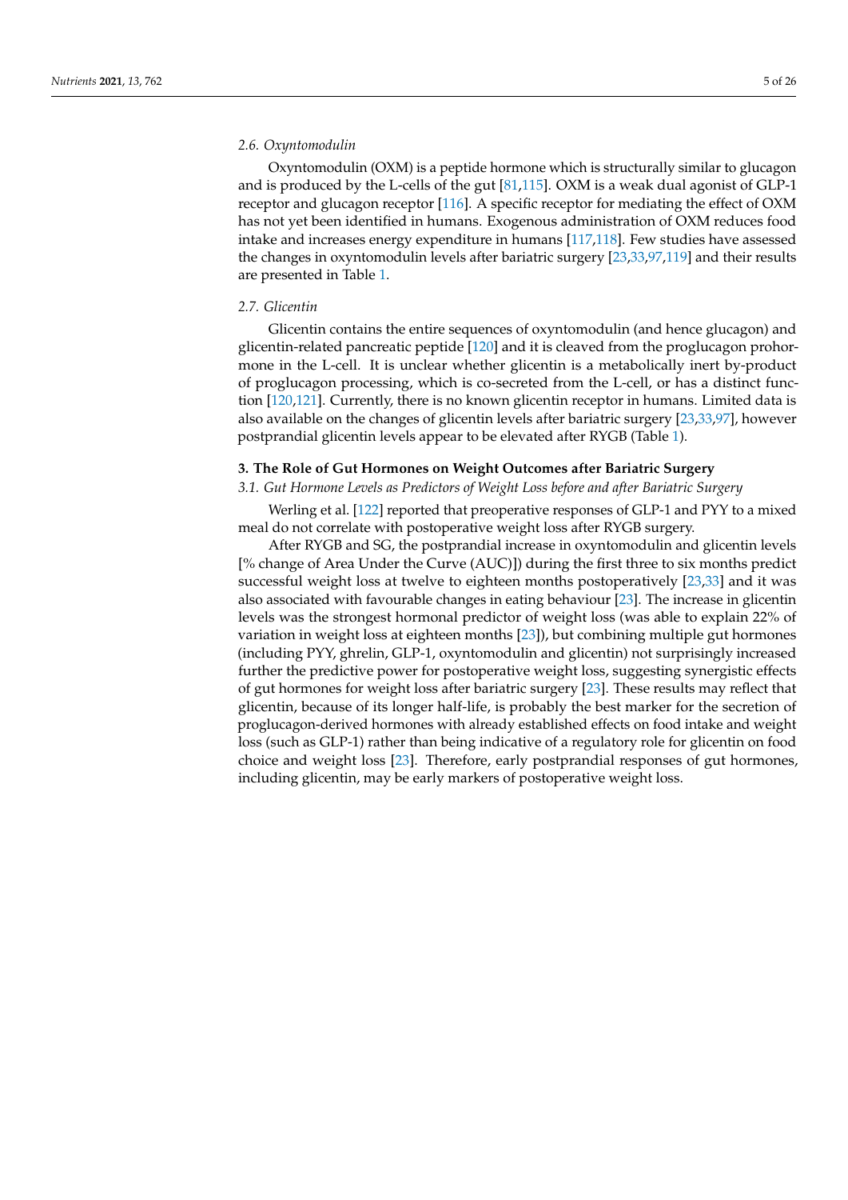### 2.6. Oxyntomodulin

Oxyntomodulin (OXM) is a peptide hormone which is structurally similar to glucagon and is produced by the L-cells of the gut [81,115]. OXM is a weak dual agonist of GLP-1 receptor and glucagon receptor [116]. A specific receptor for mediating the effect of OXM has not yet been identified in humans. Exogenous administration of OXM reduces food intake and increases energy expenditure in humans [117,118]. Few studies have assessed the changes in oxyntomodulin levels after bariatric surgery [23,33,97,119] and their results are presented in Table 1.

### 2.7. Glicentin

Glicentin contains the entire sequences of oxyntomodulin (and hence glucagon) and glicentin-related pancreatic peptide [120] and it is cleaved from the proglucagon prohormone in the L-cell. It is unclear whether glicentin is a metabolically inert by-product of proglucagon processing, which is co-secreted from the L-cell, or has a distinct function [120,121]. Currently, there is no known glicentin receptor in humans. Limited data is also available on the changes of glicentin levels after bariatric surgery [23,33,97], however postprandial glicentin levels appear to be elevated after RYGB (Table 1).

## 3. The Role of Gut Hormones on Weight Outcomes after Bariatric Surgery

### 3.1. Gut Hormone Levels as Predictors of Weight Loss before and after Bariatric Surgery

Werling et al. [122] reported that preoperative responses of GLP-1 and PYY to a mixed meal do not correlate with postoperative weight loss after RYGB surgery.

After RYGB and SG, the postprandial increase in oxyntomodulin and glicentin levels [% change of Area Under the Curve (AUC)]) during the first three to six months predict successful weight loss at twelve to eighteen months postoperatively [23,33] and it was also associated with favourable changes in eating behaviour [23]. The increase in glicentin levels was the strongest hormonal predictor of weight loss (was able to explain 22% of variation in weight loss at eighteen months [23]), but combining multiple gut hormones (including PYY, ghrelin, GLP-1, oxyntomodulin and glicentin) not surprisingly increased further the predictive power for postoperative weight loss, suggesting synergistic effects of gut hormones for weight loss after bariatric surgery [23]. These results may reflect that glicentin, because of its longer half-life, is probably the best marker for the secretion of proglucagon-derived hormones with already established effects on food intake and weight loss (such as GLP-1) rather than being indicative of a regulatory role for glicentin on food choice and weight loss [23]. Therefore, early postprandial responses of gut hormones, including glicentin, may be early markers of postoperative weight loss.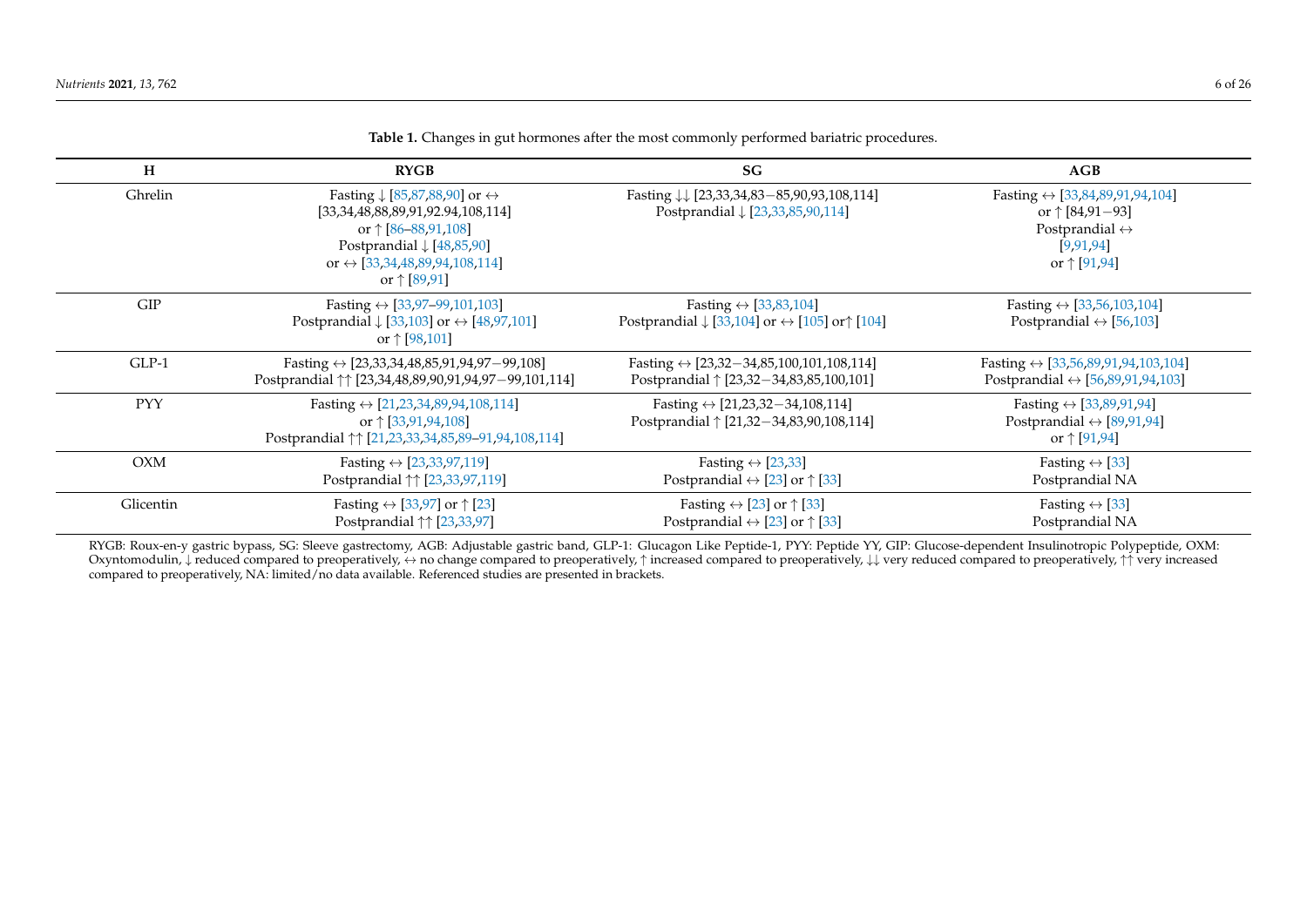**Table 1.** Changes in gut hormones after the most commonly performed bariatric procedures.

| H | RYGB | SG | AGB |
|---|---|---|---|
| Ghrelin | Fasting ↓ [85,87,88,90] or ↔ [33,34,48,88,89,91,92.94,108,114] or ↑ [86–88,91,108] Postprandial ↓ [48,85,90] or ↔ [33,34,48,89,94,108,114] or ↑ [89,91] | Fasting ↓↓ [23,33,34,83−85,90,93,108,114] Postprandial ↓ [23,33,85,90,114] | Fasting ↔ [33,84,89,91,94,104] or ↑ [84,91−93] Postprandial ↔ [9,91,94] or ↑ [91,94] |
| GIP | Fasting ↔ [33,97–99,101,103] Postprandial ↓ [33,103] or ↔ [48,97,101] or ↑ [98,101] | Fasting ↔ [33,83,104] Postprandial ↓ [33,104] or ↔ [105] or↑ [104] | Fasting ↔ [33,56,103,104] Postprandial ↔ [56,103] |
| GLP-1 | Fasting ↔ [23,33,34,48,85,91,94,97−99,108] Postprandial ↑↑ [23,34,48,89,90,91,94,97−99,101,114] | Fasting ↔ [23,32−34,85,100,101,108,114] Postprandial ↑ [23,32−34,83,85,100,101] | Fasting ↔ [33,56,89,91,94,103,104] Postprandial ↔ [56,89,91,94,103] |
| PYY | Fasting ↔ [21,23,34,89,94,108,114] or ↑ [33,91,94,108] Postprandial ↑↑ [21,23,33,34,85,89–91,94,108,114] | Fasting ↔ [21,23,32−34,108,114] Postprandial ↑ [21,32−34,83,90,108,114] | Fasting ↔ [33,89,91,94] Postprandial ↔ [89,91,94] or ↑ [91,94] |
| OXM | Fasting ↔ [23,33,97,119] Postprandial ↑↑ [23,33,97,119] | Fasting ↔ [23,33] Postprandial ↔ [23] or ↑ [33] | Fasting ↔ [33] Postprandial NA |
| Glicentin | Fasting ↔ [33,97] or ↑ [23] Postprandial ↑↑ [23,33,97] | Fasting ↔ [23] or ↑ [33] Postprandial ↔ [23] or ↑ [33] | Fasting ↔ [33] Postprandial NA |

RYGB: Roux-en-y gastric bypass, SG: Sleeve gastrectomy, AGB: Adjustable gastric band, GLP-1: Glucagon Like Peptide-1, PYY: Peptide YY, GIP: Glucose-dependent Insulinotropic Polypeptide, OXM: Oxyntomodulin, ↓ reduced compared to preoperatively, ↔ no change compared to preoperatively, ↑ increased compared to preoperatively, ↓↓ very reduced compared to preoperatively, ↑↑ very increased compared to preoperatively, NA: limited/no data available. Referenced studies are presented in brackets.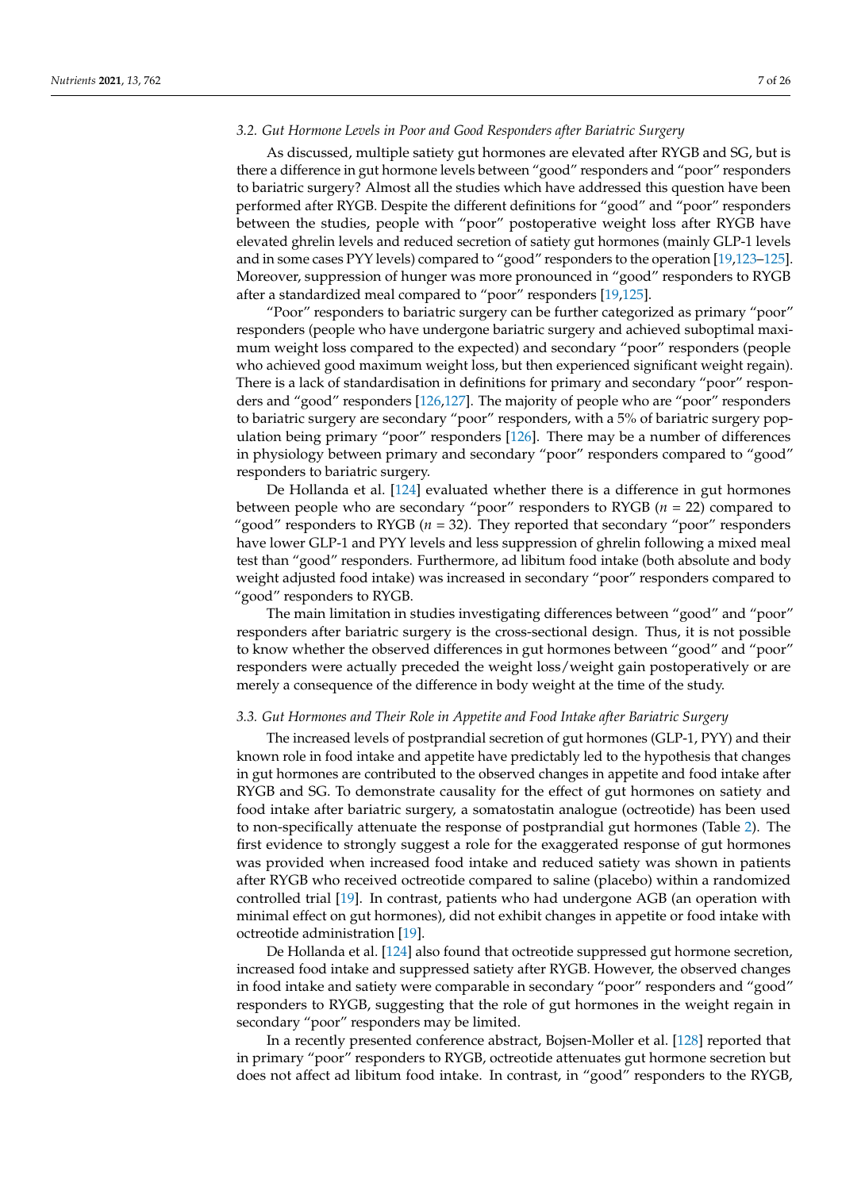### 3.2. Gut Hormone Levels in Poor and Good Responders after Bariatric Surgery

As discussed, multiple satiety gut hormones are elevated after RYGB and SG, but is there a difference in gut hormone levels between "good" responders and "poor" responders to bariatric surgery? Almost all the studies which have addressed this question have been performed after RYGB. Despite the different definitions for "good" and "poor" responders between the studies, people with "poor" postoperative weight loss after RYGB have elevated ghrelin levels and reduced secretion of satiety gut hormones (mainly GLP-1 levels and in some cases PYY levels) compared to "good" responders to the operation [19,123–125]. Moreover, suppression of hunger was more pronounced in "good" responders to RYGB after a standardized meal compared to "poor" responders [19,125].

"Poor" responders to bariatric surgery can be further categorized as primary "poor" responders (people who have undergone bariatric surgery and achieved suboptimal maximum weight loss compared to the expected) and secondary "poor" responders (people who achieved good maximum weight loss, but then experienced significant weight regain). There is a lack of standardisation in definitions for primary and secondary "poor" responders and "good" responders [126,127]. The majority of people who are "poor" responders to bariatric surgery are secondary "poor" responders, with a 5% of bariatric surgery population being primary "poor" responders [126]. There may be a number of differences in physiology between primary and secondary "poor" responders compared to "good" responders to bariatric surgery.

De Hollanda et al. [124] evaluated whether there is a difference in gut hormones between people who are secondary "poor" responders to RYGB ($n$ = 22) compared to "good" responders to RYGB ($n$ = 32). They reported that secondary "poor" responders have lower GLP-1 and PYY levels and less suppression of ghrelin following a mixed meal test than "good" responders. Furthermore, ad libitum food intake (both absolute and body weight adjusted food intake) was increased in secondary "poor" responders compared to "good" responders to RYGB.

The main limitation in studies investigating differences between "good" and "poor" responders after bariatric surgery is the cross-sectional design. Thus, it is not possible to know whether the observed differences in gut hormones between "good" and "poor" responders were actually preceded the weight loss/weight gain postoperatively or are merely a consequence of the difference in body weight at the time of the study.

### 3.3. Gut Hormones and Their Role in Appetite and Food Intake after Bariatric Surgery

The increased levels of postprandial secretion of gut hormones (GLP-1, PYY) and their known role in food intake and appetite have predictably led to the hypothesis that changes in gut hormones are contributed to the observed changes in appetite and food intake after RYGB and SG. To demonstrate causality for the effect of gut hormones on satiety and food intake after bariatric surgery, a somatostatin analogue (octreotide) has been used to non-specifically attenuate the response of postprandial gut hormones (Table 2). The first evidence to strongly suggest a role for the exaggerated response of gut hormones was provided when increased food intake and reduced satiety was shown in patients after RYGB who received octreotide compared to saline (placebo) within a randomized controlled trial [19]. In contrast, patients who had undergone AGB (an operation with minimal effect on gut hormones), did not exhibit changes in appetite or food intake with octreotide administration [19].

De Hollanda et al. [124] also found that octreotide suppressed gut hormone secretion, increased food intake and suppressed satiety after RYGB. However, the observed changes in food intake and satiety were comparable in secondary "poor" responders and "good" responders to RYGB, suggesting that the role of gut hormones in the weight regain in secondary "poor" responders may be limited.

In a recently presented conference abstract, Bojsen-Moller et al. [128] reported that in primary "poor" responders to RYGB, octreotide attenuates gut hormone secretion but does not affect ad libitum food intake. In contrast, in "good" responders to the RYGB,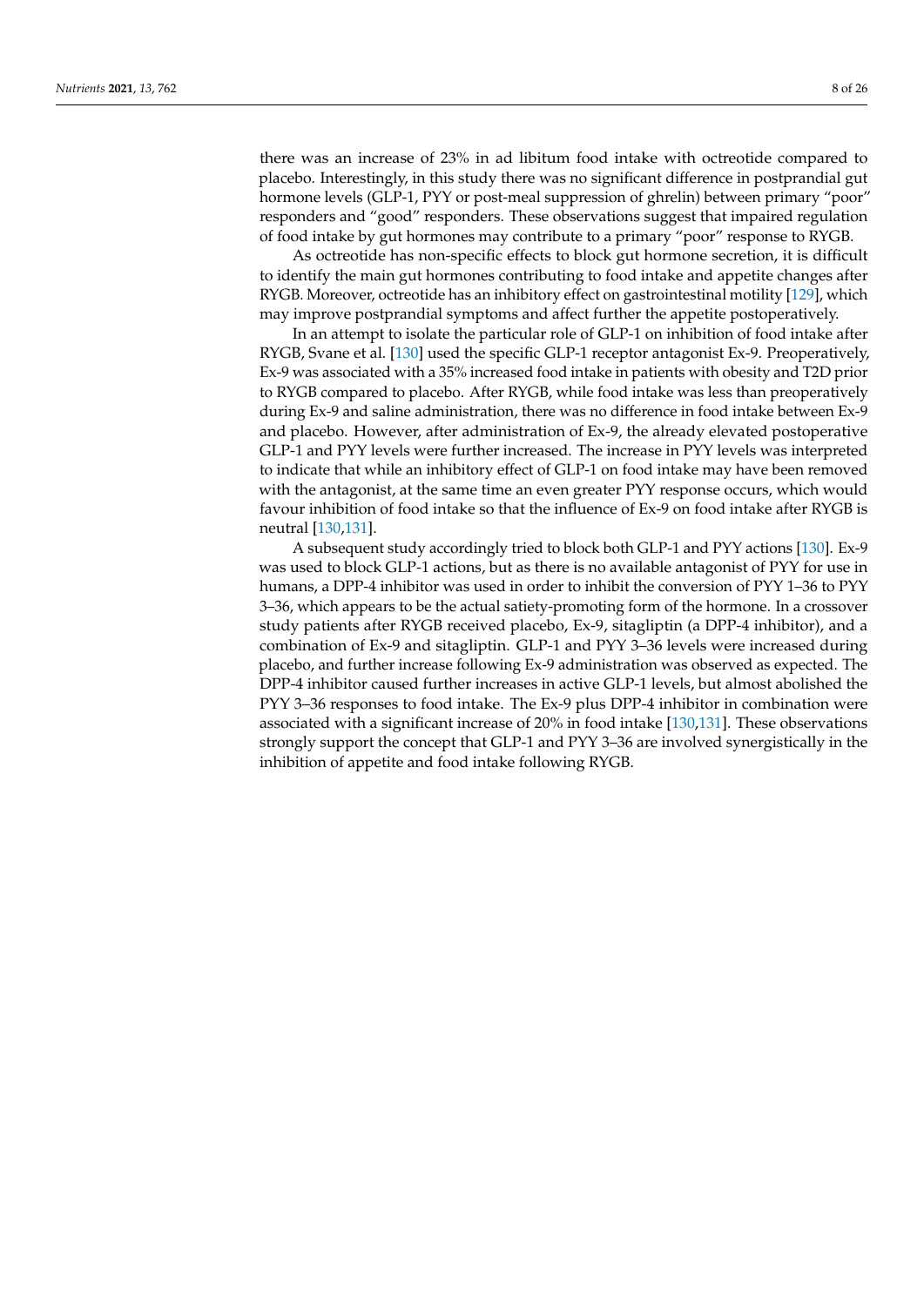there was an increase of 23% in ad libitum food intake with octreotide compared to placebo. Interestingly, in this study there was no significant difference in postprandial gut hormone levels (GLP-1, PYY or post-meal suppression of ghrelin) between primary "poor" responders and "good" responders. These observations suggest that impaired regulation of food intake by gut hormones may contribute to a primary "poor" response to RYGB.

As octreotide has non-specific effects to block gut hormone secretion, it is difficult to identify the main gut hormones contributing to food intake and appetite changes after RYGB. Moreover, octreotide has an inhibitory effect on gastrointestinal motility [129], which may improve postprandial symptoms and affect further the appetite postoperatively.

In an attempt to isolate the particular role of GLP-1 on inhibition of food intake after RYGB, Svane et al. [130] used the specific GLP-1 receptor antagonist Ex-9. Preoperatively, Ex-9 was associated with a 35% increased food intake in patients with obesity and T2D prior to RYGB compared to placebo. After RYGB, while food intake was less than preoperatively during Ex-9 and saline administration, there was no difference in food intake between Ex-9 and placebo. However, after administration of Ex-9, the already elevated postoperative GLP-1 and PYY levels were further increased. The increase in PYY levels was interpreted to indicate that while an inhibitory effect of GLP-1 on food intake may have been removed with the antagonist, at the same time an even greater PYY response occurs, which would favour inhibition of food intake so that the influence of Ex-9 on food intake after RYGB is neutral [130,131].

A subsequent study accordingly tried to block both GLP-1 and PYY actions [130]. Ex-9 was used to block GLP-1 actions, but as there is no available antagonist of PYY for use in humans, a DPP-4 inhibitor was used in order to inhibit the conversion of PYY 1–36 to PYY 3–36, which appears to be the actual satiety-promoting form of the hormone. In a crossover study patients after RYGB received placebo, Ex-9, sitagliptin (a DPP-4 inhibitor), and a combination of Ex-9 and sitagliptin. GLP-1 and PYY 3–36 levels were increased during placebo, and further increase following Ex-9 administration was observed as expected. The DPP-4 inhibitor caused further increases in active GLP-1 levels, but almost abolished the PYY 3–36 responses to food intake. The Ex-9 plus DPP-4 inhibitor in combination were associated with a significant increase of 20% in food intake [130,131]. These observations strongly support the concept that GLP-1 and PYY 3–36 are involved synergistically in the inhibition of appetite and food intake following RYGB.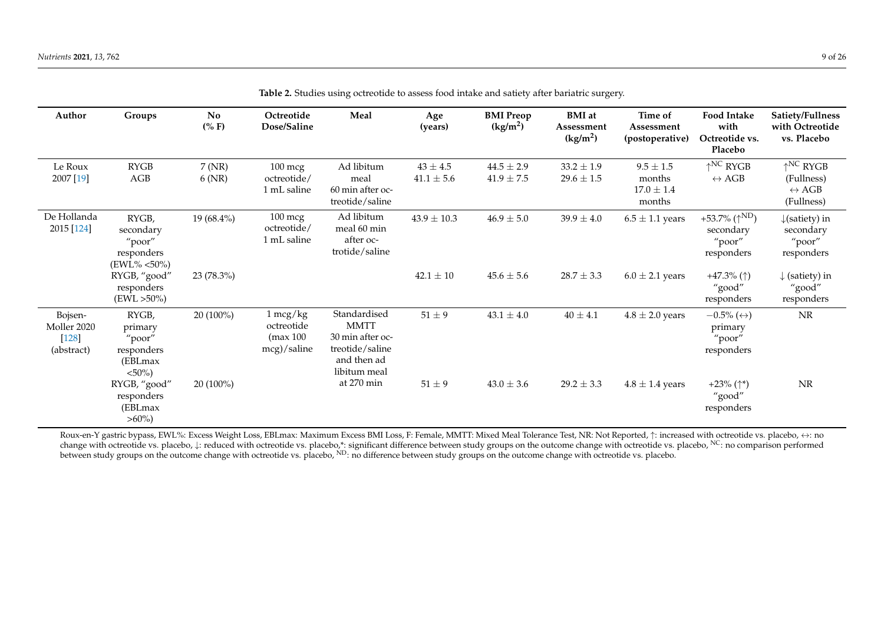**Table 2.** Studies using octreotide to assess food intake and satiety after bariatric surgery.

| Author | Groups | No (% F) | Octreotide Dose/Saline | Meal | Age (years) | BMI Preop (kg/m$^2$) | BMI at Assessment (kg/m$^2$) | Time of Assessment (postoperative) | Food Intake with Octreotide vs. Placebo | Satiety/Fullness with Octreotide vs. Placebo |
|---|---|---|---|---|---|---|---|---|---|---|
| Le Roux 2007 [19] | RYGB<br>AGB | 7 (NR)<br>6 (NR) | 100 mcg octreotide/ 1 mL saline | Ad libitum meal 60 min after octreotide/saline | 43 ± 4.5<br>41.1 ± 5.6 | 44.5 ± 2.9<br>41.9 ± 7.5 | 33.2 ± 1.9<br>29.6 ± 1.5 | 9.5 ± 1.5 months<br>17.0 ± 1.4 months | ↑$^{NC}$ RYGB<br>↔ AGB | ↑$^{NC}$ RYGB (Fullness)<br>↔ AGB (Fullness) |
| De Hollanda 2015 [124] | RYGB, secondary "poor" responders (EWL% <50%) | 19 (68.4%) | 100 mcg octreotide/ 1 mL saline | Ad libitum meal 60 min after octrotide/saline | 43.9 ± 10.3 | 46.9 ± 5.0 | 39.9 ± 4.0 | 6.5 ± 1.1 years | +53.7% (↑$^{ND}$) secondary "poor" responders | ↓(satiety) in secondary "poor" responders |
| | RYGB, "good" responders (EWL >50%) | 23 (78.3%) | | | 42.1 ± 10 | 45.6 ± 5.6 | 28.7 ± 3.3 | 6.0 ± 2.1 years | +47.3% (↑) "good" responders | ↓ (satiety) in "good" responders |
| Bojsen-Moller 2020 [128] (abstract) | RYGB, primary "poor" responders (EBLmax <50%) | 20 (100%) | 1 mcg/kg octreotide (max 100 mcg)/saline | Standardised MMTT 30 min after octreotide/saline and then ad libitum meal at 270 min | 51 ± 9 | 43.1 ± 4.0 | 40 ± 4.1 | 4.8 ± 2.0 years | −0.5% (↔) primary "poor" responders | NR |
| | RYGB, "good" responders (EBLmax >60%) | 20 (100%) | | | 51 ± 9 | 43.0 ± 3.6 | 29.2 ± 3.3 | 4.8 ± 1.4 years | +23% (↑*) "good" responders | NR |

Roux-en-Y gastric bypass, EWL%: Excess Weight Loss, EBLmax: Maximum Excess BMI Loss, F: Female, MMTT: Mixed Meal Tolerance Test, NR: Not Reported, ↑: increased with octreotide vs. placebo, ↔: no change with octreotide vs. placebo, ↓: reduced with octreotide vs. placebo,*: significant difference between study groups on the outcome change with octreotide vs. placebo, NC: no comparison performed between study groups on the outcome change with octreotide vs. placebo, ND: no difference between study groups on the outcome change with octreotide vs. placebo.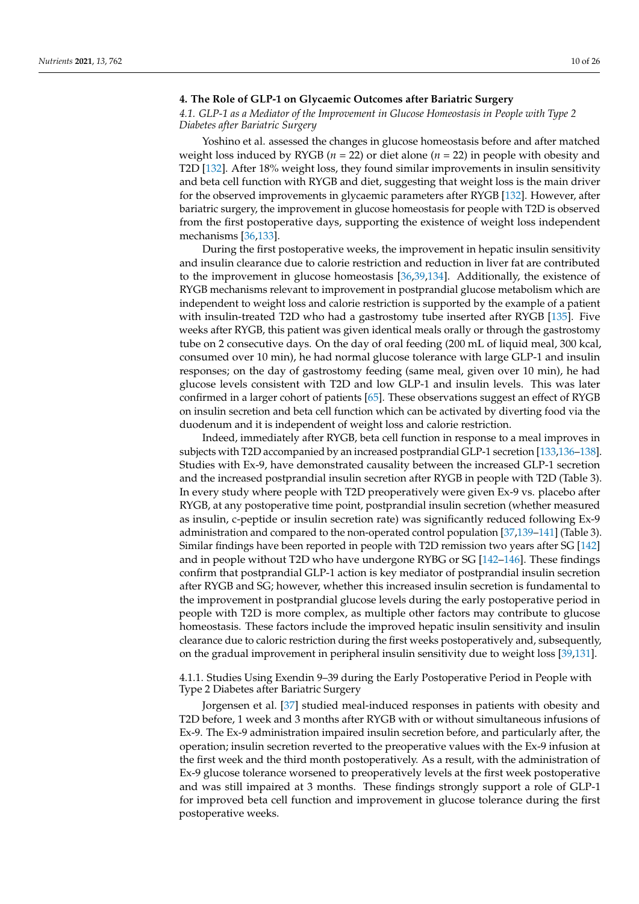## 4. The Role of GLP-1 on Glycaemic Outcomes after Bariatric Surgery

### *4.1. GLP-1 as a Mediator of the Improvement in Glucose Homeostasis in People with Type 2 Diabetes after Bariatric Surgery*

Yoshino et al. assessed the changes in glucose homeostasis before and after matched weight loss induced by RYGB (*n* = 22) or diet alone (*n* = 22) in people with obesity and T2D [132]. After 18% weight loss, they found similar improvements in insulin sensitivity and beta cell function with RYGB and diet, suggesting that weight loss is the main driver for the observed improvements in glycaemic parameters after RYGB [132]. However, after bariatric surgery, the improvement in glucose homeostasis for people with T2D is observed from the first postoperative days, supporting the existence of weight loss independent mechanisms [36,133].

During the first postoperative weeks, the improvement in hepatic insulin sensitivity and insulin clearance due to calorie restriction and reduction in liver fat are contributed to the improvement in glucose homeostasis [36,39,134]. Additionally, the existence of RYGB mechanisms relevant to improvement in postprandial glucose metabolism which are independent to weight loss and calorie restriction is supported by the example of a patient with insulin-treated T2D who had a gastrostomy tube inserted after RYGB [135]. Five weeks after RYGB, this patient was given identical meals orally or through the gastrostomy tube on 2 consecutive days. On the day of oral feeding (200 mL of liquid meal, 300 kcal, consumed over 10 min), he had normal glucose tolerance with large GLP-1 and insulin responses; on the day of gastrostomy feeding (same meal, given over 10 min), he had glucose levels consistent with T2D and low GLP-1 and insulin levels. This was later confirmed in a larger cohort of patients [65]. These observations suggest an effect of RYGB on insulin secretion and beta cell function which can be activated by diverting food via the duodenum and it is independent of weight loss and calorie restriction.

Indeed, immediately after RYGB, beta cell function in response to a meal improves in subjects with T2D accompanied by an increased postprandial GLP-1 secretion [133,136–138]. Studies with Ex-9, have demonstrated causality between the increased GLP-1 secretion and the increased postprandial insulin secretion after RYGB in people with T2D (Table 3). In every study where people with T2D preoperatively were given Ex-9 vs. placebo after RYGB, at any postoperative time point, postprandial insulin secretion (whether measured as insulin, c-peptide or insulin secretion rate) was significantly reduced following Ex-9 administration and compared to the non-operated control population [37,139–141] (Table 3). Similar findings have been reported in people with T2D remission two years after SG [142] and in people without T2D who have undergone RYBG or SG [142–146]. These findings confirm that postprandial GLP-1 action is key mediator of postprandial insulin secretion after RYGB and SG; however, whether this increased insulin secretion is fundamental to the improvement in postprandial glucose levels during the early postoperative period in people with T2D is more complex, as multiple other factors may contribute to glucose homeostasis. These factors include the improved hepatic insulin sensitivity and insulin clearance due to caloric restriction during the first weeks postoperatively and, subsequently, on the gradual improvement in peripheral insulin sensitivity due to weight loss [39,131].

#### 4.1.1. Studies Using Exendin 9–39 during the Early Postoperative Period in People with Type 2 Diabetes after Bariatric Surgery

Jorgensen et al. [37] studied meal-induced responses in patients with obesity and T2D before, 1 week and 3 months after RYGB with or without simultaneous infusions of Ex-9. The Ex-9 administration impaired insulin secretion before, and particularly after, the operation; insulin secretion reverted to the preoperative values with the Ex-9 infusion at the first week and the third month postoperatively. As a result, with the administration of Ex-9 glucose tolerance worsened to preoperatively levels at the first week postoperative and was still impaired at 3 months. These findings strongly support a role of GLP-1 for improved beta cell function and improvement in glucose tolerance during the first postoperative weeks.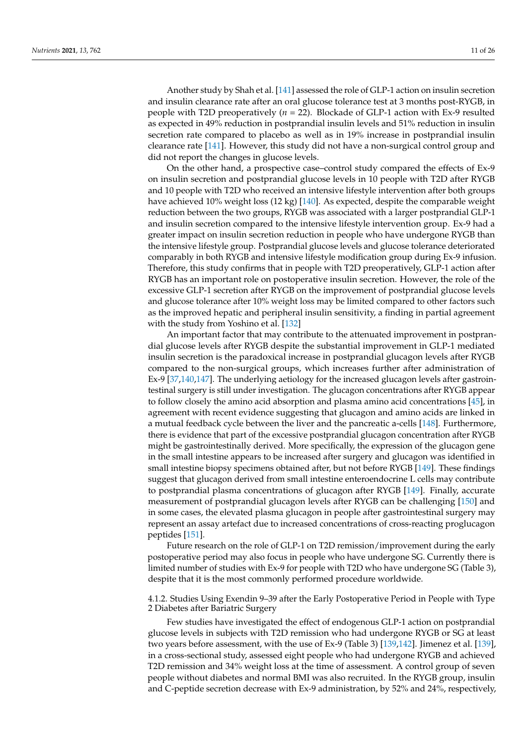Another study by Shah et al. [141] assessed the role of GLP-1 action on insulin secretion and insulin clearance rate after an oral glucose tolerance test at 3 months post-RYGB, in people with T2D preoperatively ($n$ = 22). Blockade of GLP-1 action with Ex-9 resulted as expected in 49% reduction in postprandial insulin levels and 51% reduction in insulin secretion rate compared to placebo as well as in 19% increase in postprandial insulin clearance rate [141]. However, this study did not have a non-surgical control group and did not report the changes in glucose levels.

On the other hand, a prospective case–control study compared the effects of Ex-9 on insulin secretion and postprandial glucose levels in 10 people with T2D after RYGB and 10 people with T2D who received an intensive lifestyle intervention after both groups have achieved 10% weight loss (12 kg) [140]. As expected, despite the comparable weight reduction between the two groups, RYGB was associated with a larger postprandial GLP-1 and insulin secretion compared to the intensive lifestyle intervention group. Ex-9 had a greater impact on insulin secretion reduction in people who have undergone RYGB than the intensive lifestyle group. Postprandial glucose levels and glucose tolerance deteriorated comparably in both RYGB and intensive lifestyle modification group during Ex-9 infusion. Therefore, this study confirms that in people with T2D preoperatively, GLP-1 action after RYGB has an important role on postoperative insulin secretion. However, the role of the excessive GLP-1 secretion after RYGB on the improvement of postprandial glucose levels and glucose tolerance after 10% weight loss may be limited compared to other factors such as the improved hepatic and peripheral insulin sensitivity, a finding in partial agreement with the study from Yoshino et al. [132]

An important factor that may contribute to the attenuated improvement in postprandial glucose levels after RYGB despite the substantial improvement in GLP-1 mediated insulin secretion is the paradoxical increase in postprandial glucagon levels after RYGB compared to the non-surgical groups, which increases further after administration of Ex-9 [37,140,147]. The underlying aetiology for the increased glucagon levels after gastrointestinal surgery is still under investigation. The glucagon concentrations after RYGB appear to follow closely the amino acid absorption and plasma amino acid concentrations [45], in agreement with recent evidence suggesting that glucagon and amino acids are linked in a mutual feedback cycle between the liver and the pancreatic a-cells [148]. Furthermore, there is evidence that part of the excessive postprandial glucagon concentration after RYGB might be gastrointestinally derived. More specifically, the expression of the glucagon gene in the small intestine appears to be increased after surgery and glucagon was identified in small intestine biopsy specimens obtained after, but not before RYGB [149]. These findings suggest that glucagon derived from small intestine enteroendocrine L cells may contribute to postprandial plasma concentrations of glucagon after RYGB [149]. Finally, accurate measurement of postprandial glucagon levels after RYGB can be challenging [150] and in some cases, the elevated plasma glucagon in people after gastrointestinal surgery may represent an assay artefact due to increased concentrations of cross-reacting proglucagon peptides [151].

Future research on the role of GLP-1 on T2D remission/improvement during the early postoperative period may also focus in people who have undergone SG. Currently there is limited number of studies with Ex-9 for people with T2D who have undergone SG (Table 3), despite that it is the most commonly performed procedure worldwide.

#### 4.1.2. Studies Using Exendin 9–39 after the Early Postoperative Period in People with Type 2 Diabetes after Bariatric Surgery

Few studies have investigated the effect of endogenous GLP-1 action on postprandial glucose levels in subjects with T2D remission who had undergone RYGB or SG at least two years before assessment, with the use of Ex-9 (Table 3) [139,142]. Jimenez et al. [139], in a cross-sectional study, assessed eight people who had undergone RYGB and achieved T2D remission and 34% weight loss at the time of assessment. A control group of seven people without diabetes and normal BMI was also recruited. In the RYGB group, insulin and C-peptide secretion decrease with Ex-9 administration, by 52% and 24%, respectively,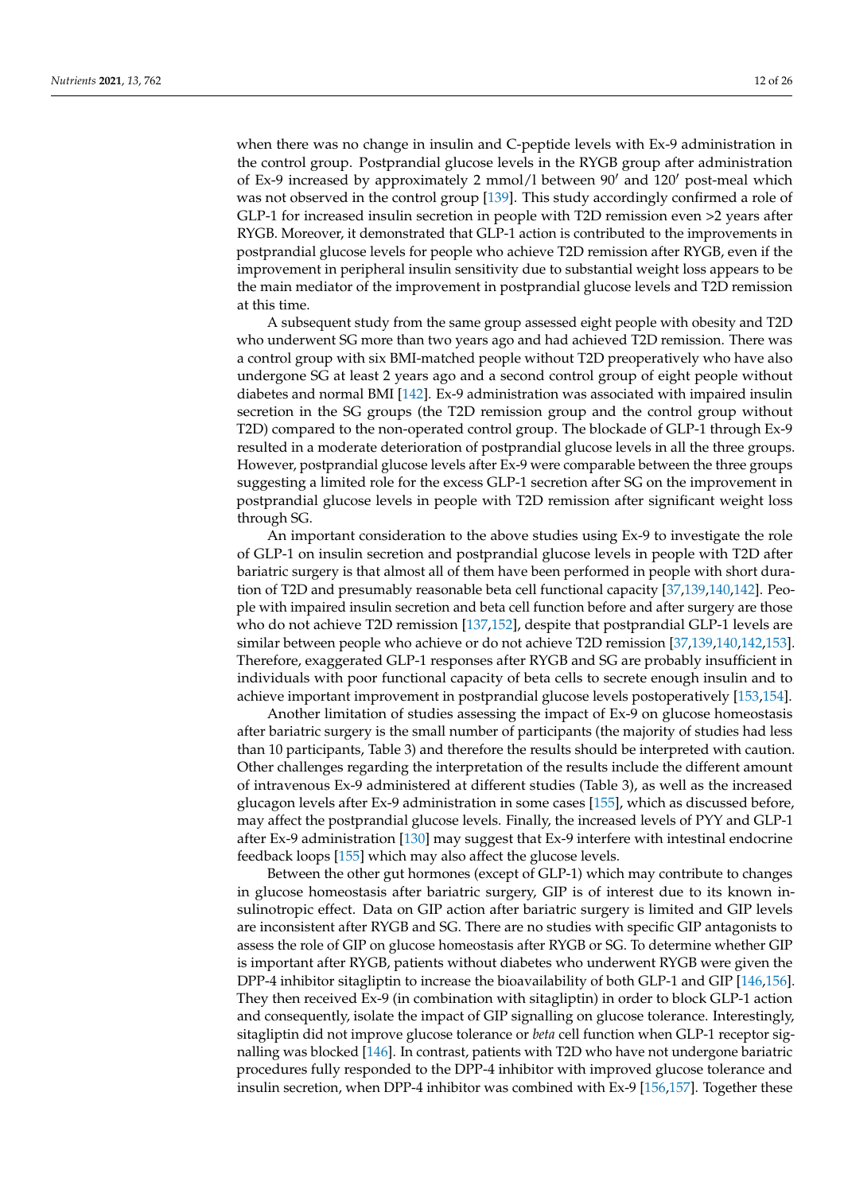when there was no change in insulin and C-peptide levels with Ex-9 administration in the control group. Postprandial glucose levels in the RYGB group after administration of Ex-9 increased by approximately 2 mmol/l between 90′ and 120′ post-meal which was not observed in the control group [139]. This study accordingly confirmed a role of GLP-1 for increased insulin secretion in people with T2D remission even >2 years after RYGB. Moreover, it demonstrated that GLP-1 action is contributed to the improvements in postprandial glucose levels for people who achieve T2D remission after RYGB, even if the improvement in peripheral insulin sensitivity due to substantial weight loss appears to be the main mediator of the improvement in postprandial glucose levels and T2D remission at this time.

A subsequent study from the same group assessed eight people with obesity and T2D who underwent SG more than two years ago and had achieved T2D remission. There was a control group with six BMI-matched people without T2D preoperatively who have also undergone SG at least 2 years ago and a second control group of eight people without diabetes and normal BMI [142]. Ex-9 administration was associated with impaired insulin secretion in the SG groups (the T2D remission group and the control group without T2D) compared to the non-operated control group. The blockade of GLP-1 through Ex-9 resulted in a moderate deterioration of postprandial glucose levels in all the three groups. However, postprandial glucose levels after Ex-9 were comparable between the three groups suggesting a limited role for the excess GLP-1 secretion after SG on the improvement in postprandial glucose levels in people with T2D remission after significant weight loss through SG.

An important consideration to the above studies using Ex-9 to investigate the role of GLP-1 on insulin secretion and postprandial glucose levels in people with T2D after bariatric surgery is that almost all of them have been performed in people with short duration of T2D and presumably reasonable beta cell functional capacity [37,139,140,142]. People with impaired insulin secretion and beta cell function before and after surgery are those who do not achieve T2D remission [137,152], despite that postprandial GLP-1 levels are similar between people who achieve or do not achieve T2D remission [37,139,140,142,153]. Therefore, exaggerated GLP-1 responses after RYGB and SG are probably insufficient in individuals with poor functional capacity of beta cells to secrete enough insulin and to achieve important improvement in postprandial glucose levels postoperatively [153,154].

Another limitation of studies assessing the impact of Ex-9 on glucose homeostasis after bariatric surgery is the small number of participants (the majority of studies had less than 10 participants, Table 3) and therefore the results should be interpreted with caution. Other challenges regarding the interpretation of the results include the different amount of intravenous Ex-9 administered at different studies (Table 3), as well as the increased glucagon levels after Ex-9 administration in some cases [155], which as discussed before, may affect the postprandial glucose levels. Finally, the increased levels of PYY and GLP-1 after Ex-9 administration [130] may suggest that Ex-9 interfere with intestinal endocrine feedback loops [155] which may also affect the glucose levels.

Between the other gut hormones (except of GLP-1) which may contribute to changes in glucose homeostasis after bariatric surgery, GIP is of interest due to its known insulinotropic effect. Data on GIP action after bariatric surgery is limited and GIP levels are inconsistent after RYGB and SG. There are no studies with specific GIP antagonists to assess the role of GIP on glucose homeostasis after RYGB or SG. To determine whether GIP is important after RYGB, patients without diabetes who underwent RYGB were given the DPP-4 inhibitor sitagliptin to increase the bioavailability of both GLP-1 and GIP [146,156]. They then received Ex-9 (in combination with sitagliptin) in order to block GLP-1 action and consequently, isolate the impact of GIP signalling on glucose tolerance. Interestingly, sitagliptin did not improve glucose tolerance or *beta* cell function when GLP-1 receptor signalling was blocked [146]. In contrast, patients with T2D who have not undergone bariatric procedures fully responded to the DPP-4 inhibitor with improved glucose tolerance and insulin secretion, when DPP-4 inhibitor was combined with Ex-9 [156,157]. Together these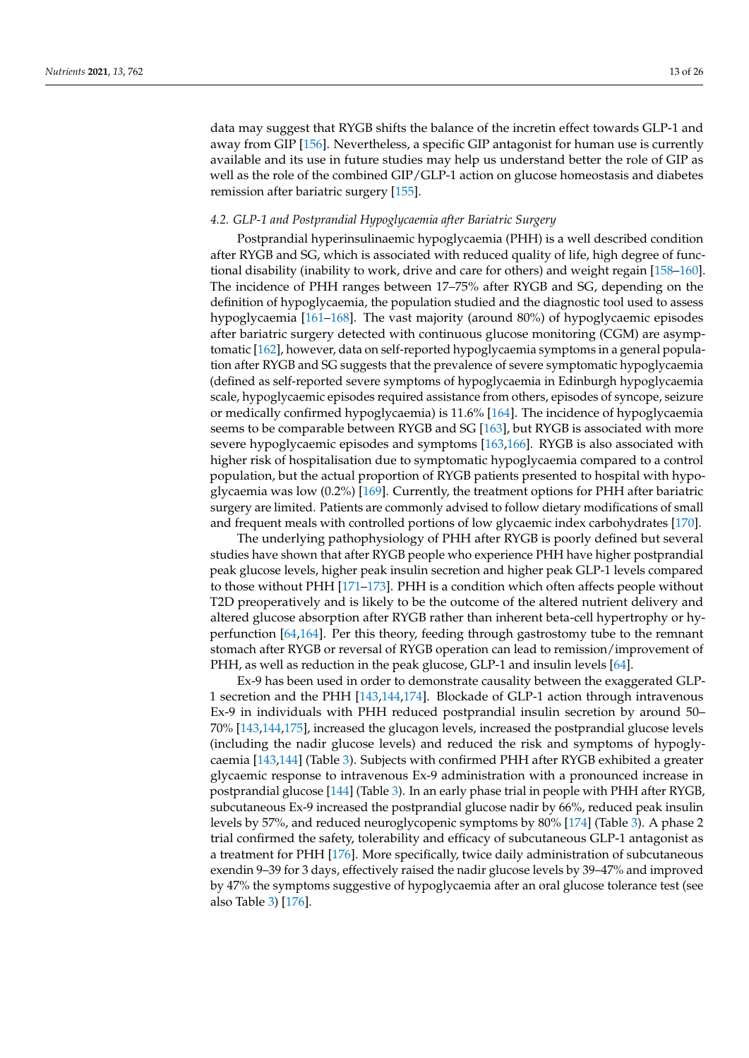data may suggest that RYGB shifts the balance of the incretin effect towards GLP-1 and away from GIP [156]. Nevertheless, a specific GIP antagonist for human use is currently available and its use in future studies may help us understand better the role of GIP as well as the role of the combined GIP/GLP-1 action on glucose homeostasis and diabetes remission after bariatric surgery [155].

### *4.2. GLP-1 and Postprandial Hypoglycaemia after Bariatric Surgery*

Postprandial hyperinsulinaemic hypoglycaemia (PHH) is a well described condition after RYGB and SG, which is associated with reduced quality of life, high degree of functional disability (inability to work, drive and care for others) and weight regain [158–160]. The incidence of PHH ranges between 17–75% after RYGB and SG, depending on the definition of hypoglycaemia, the population studied and the diagnostic tool used to assess hypoglycaemia [161–168]. The vast majority (around 80%) of hypoglycaemic episodes after bariatric surgery detected with continuous glucose monitoring (CGM) are asymptomatic [162], however, data on self-reported hypoglycaemia symptoms in a general population after RYGB and SG suggests that the prevalence of severe symptomatic hypoglycaemia (defined as self-reported severe symptoms of hypoglycaemia in Edinburgh hypoglycaemia scale, hypoglycaemic episodes required assistance from others, episodes of syncope, seizure or medically confirmed hypoglycaemia) is 11.6% [164]. The incidence of hypoglycaemia seems to be comparable between RYGB and SG [163], but RYGB is associated with more severe hypoglycaemic episodes and symptoms [163,166]. RYGB is also associated with higher risk of hospitalisation due to symptomatic hypoglycaemia compared to a control population, but the actual proportion of RYGB patients presented to hospital with hypoglycaemia was low (0.2%) [169]. Currently, the treatment options for PHH after bariatric surgery are limited. Patients are commonly advised to follow dietary modifications of small and frequent meals with controlled portions of low glycaemic index carbohydrates [170].

The underlying pathophysiology of PHH after RYGB is poorly defined but several studies have shown that after RYGB people who experience PHH have higher postprandial peak glucose levels, higher peak insulin secretion and higher peak GLP-1 levels compared to those without PHH [171–173]. PHH is a condition which often affects people without T2D preoperatively and is likely to be the outcome of the altered nutrient delivery and altered glucose absorption after RYGB rather than inherent beta-cell hypertrophy or hyperfunction [64,164]. Per this theory, feeding through gastrostomy tube to the remnant stomach after RYGB or reversal of RYGB operation can lead to remission/improvement of PHH, as well as reduction in the peak glucose, GLP-1 and insulin levels [64].

Ex-9 has been used in order to demonstrate causality between the exaggerated GLP-1 secretion and the PHH [143,144,174]. Blockade of GLP-1 action through intravenous Ex-9 in individuals with PHH reduced postprandial insulin secretion by around 50–70% [143,144,175], increased the glucagon levels, increased the postprandial glucose levels (including the nadir glucose levels) and reduced the risk and symptoms of hypoglycaemia [143,144] (Table 3). Subjects with confirmed PHH after RYGB exhibited a greater glycaemic response to intravenous Ex-9 administration with a pronounced increase in postprandial glucose [144] (Table 3). In an early phase trial in people with PHH after RYGB, subcutaneous Ex-9 increased the postprandial glucose nadir by 66%, reduced peak insulin levels by 57%, and reduced neuroglycopenic symptoms by 80% [174] (Table 3). A phase 2 trial confirmed the safety, tolerability and efficacy of subcutaneous GLP-1 antagonist as a treatment for PHH [176]. More specifically, twice daily administration of subcutaneous exendin 9–39 for 3 days, effectively raised the nadir glucose levels by 39–47% and improved by 47% the symptoms suggestive of hypoglycaemia after an oral glucose tolerance test (see also Table 3) [176].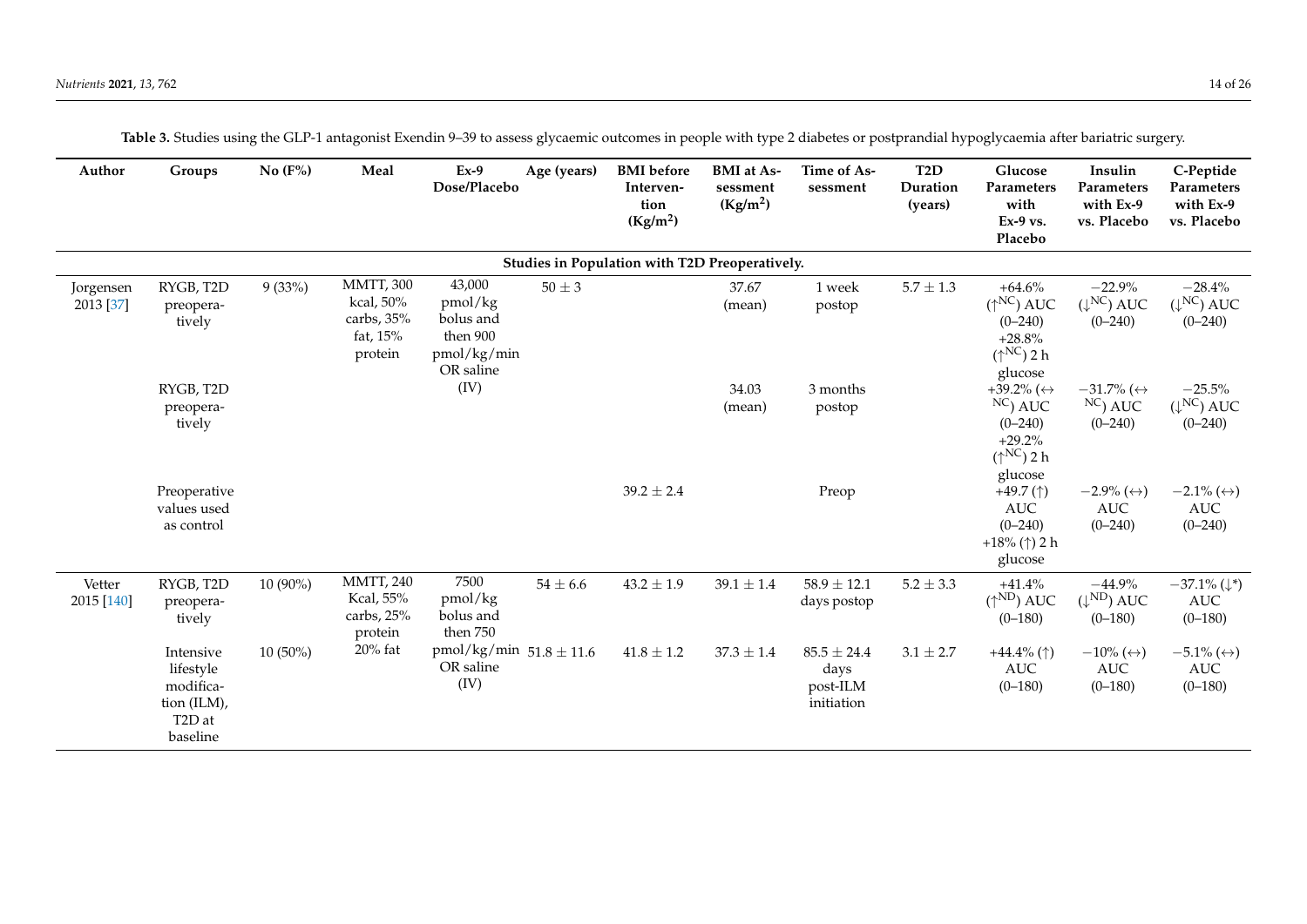**Table 3.** Studies using the GLP-1 antagonist Exendin 9–39 to assess glycaemic outcomes in people with type 2 diabetes or postprandial hypoglycaemia after bariatric surgery.

| Author | Groups | No (F%) | Meal | Ex-9 Dose/Placebo | Age (years) | BMI before Intervention (Kg/m$^2$) | BMI at Assessment (Kg/m$^2$) | Time of Assessment | T2D Duration (years) | Glucose Parameters with Ex-9 vs. Placebo | Insulin Parameters with Ex-9 vs. Placebo | C-Peptide Parameters with Ex-9 vs. Placebo |
|---|---|---|---|---|---|---|---|---|---|---|---|---|
| **Studies in Population with T2D Preoperatively.** | | | | | | | | | | | | |
| Jorgensen 2013 [37] | RYGB, T2D preoperatively | 9 (33%) | MMTT, 300 kcal, 50% carbs, 35% fat, 15% protein | 43,000 pmol/kg bolus and then 900 pmol/kg/min OR saline (IV) | 50 ± 3 | | 37.67 (mean) | 1 week postop | 5.7 ± 1.3 | +64.6% (↑[NC]) AUC (0–240) +28.8% (↑[NC]) 2 h glucose | −22.9% (↓[NC]) AUC (0–240) | −28.4% (↓[NC]) AUC (0–240) |
| | RYGB, T2D preoperatively | | | | | | 34.03 (mean) | 3 months postop | | +39.2% (↔ [NC]) AUC (0–240) +29.2% (↑[NC]) 2 h glucose | −31.7% (↔ [NC]) AUC (0–240) | −25.5% (↓[NC]) AUC (0–240) |
| | Preoperative values used as control | | | | | 39.2 ± 2.4 | | Preop | | +49.7 (↑) AUC (0–240) +18% (↑) 2 h glucose | −2.9% (↔) AUC (0–240) | −2.1% (↔) AUC (0–240) |
| Vetter 2015 [140] | RYGB, T2D preoperatively | 10 (90%) | MMTT, 240 Kcal, 55% carbs, 25% protein 20% fat | 7500 pmol/kg bolus and then 750 pmol/kg/min OR saline (IV) | 54 ± 6.6 | 43.2 ± 1.9 | 39.1 ± 1.4 | 58.9 ± 12.1 days postop | 5.2 ± 3.3 | +41.4% (↑[ND]) AUC (0–180) | −44.9% (↓[ND]) AUC (0–180) | −37.1% (↓*) AUC (0–180) |
| | Intensive lifestyle modification (ILM), T2D at baseline | 10 (50%) | | | 51.8 ± 11.6 | 41.8 ± 1.2 | 37.3 ± 1.4 | 85.5 ± 24.4 days post-ILM initiation | 3.1 ± 2.7 | +44.4% (↑) AUC (0–180) | −10% (↔) AUC (0–180) | −5.1% (↔) AUC (0–180) |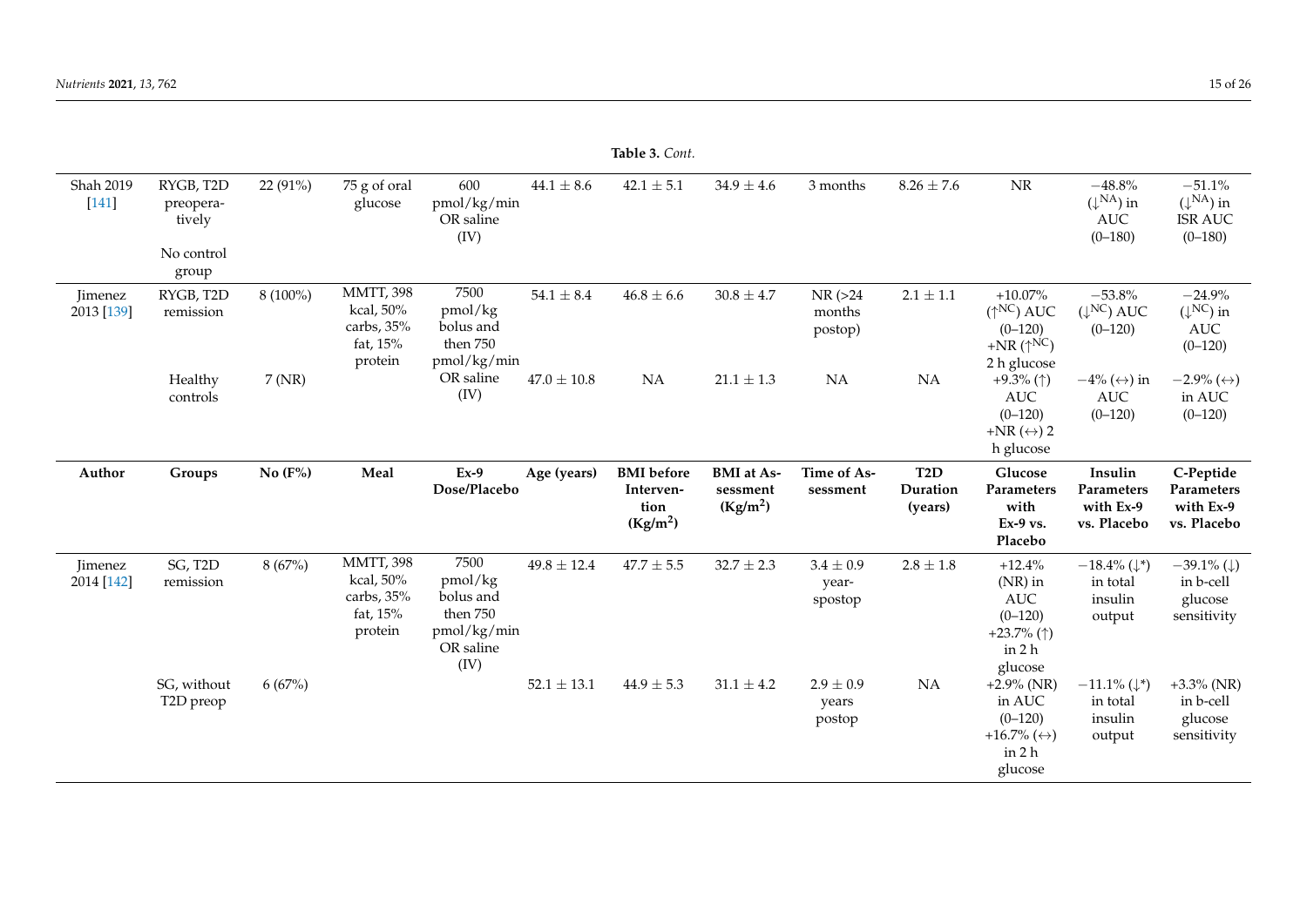**Table 3.** *Cont.*

| Author | Groups | No (F%) | Meal | Ex-9 Dose/Placebo | Age (years) | BMI before Intervention ($Kg/m^2$) | BMI at Assessment ($Kg/m^2$) | Time of Assessment | T2D Duration (years) | Glucose Parameters with Ex-9 vs. Placebo | Insulin Parameters with Ex-9 vs. Placebo | C-Peptide Parameters with Ex-9 vs. Placebo |
|---|---|---|---|---|---|---|---|---|---|---|---|---|
| Shah 2019 [141] | RYGB, T2D preoperatively<br>No control group | 22 (91%) | 75 g of oral glucose | 600 pmol/kg/min OR saline (IV) | 44.1 ± 8.6 | 42.1 ± 5.1 | 34.9 ± 4.6 | 3 months | 8.26 ± 7.6 | NR | −48.8% (↓[NA]) in AUC (0–180) | −51.1% (↓[NA]) in ISR AUC (0–180) |
| Jimenez 2013 [139] | RYGB, T2D remission | 8 (100%) | MMTT, 398 kcal, 50% carbs, 35% fat, 15% protein | 7500 pmol/kg bolus and then 750 pmol/kg/min OR saline (IV) | 54.1 ± 8.4 | 46.8 ± 6.6 | 30.8 ± 4.7 | NR (>24 months postop) | 2.1 ± 1.1 | +10.07% (↑[NC]) AUC (0–120) +NR (↑[NC]) 2 h glucose | −53.8% (↓[NC]) AUC (0–120) | −24.9% (↓[NC]) in AUC (0–120) |
| | Healthy controls | 7 (NR) | | | 47.0 ± 10.8 | NA | 21.1 ± 1.3 | NA | NA | +9.3% (↑) AUC (0–120) +NR (↔) 2 h glucose | −4% (↔) in AUC (0–120) | −2.9% (↔) in AUC (0–120) |
| Jimenez 2014 [142] | SG, T2D remission | 8 (67%) | MMTT, 398 kcal, 50% carbs, 35% fat, 15% protein | 7500 pmol/kg bolus and then 750 pmol/kg/min OR saline (IV) | 49.8 ± 12.4 | 47.7 ± 5.5 | 32.7 ± 2.3 | 3.4 ± 0.9 yearspostop | 2.8 ± 1.8 | +12.4% (NR) in AUC (0–120) +23.7% (↑) in 2 h glucose | −18.4% (↓*) in total insulin output | −39.1% (↓) in b-cell glucose sensitivity |
| | SG, without T2D preop | 6 (67%) | | | 52.1 ± 13.1 | 44.9 ± 5.3 | 31.1 ± 4.2 | 2.9 ± 0.9 years postop | NA | +2.9% (NR) in AUC (0–120) +16.7% (↔) in 2 h glucose | −11.1% (↓*) in total insulin output | +3.3% (NR) in b-cell glucose sensitivity |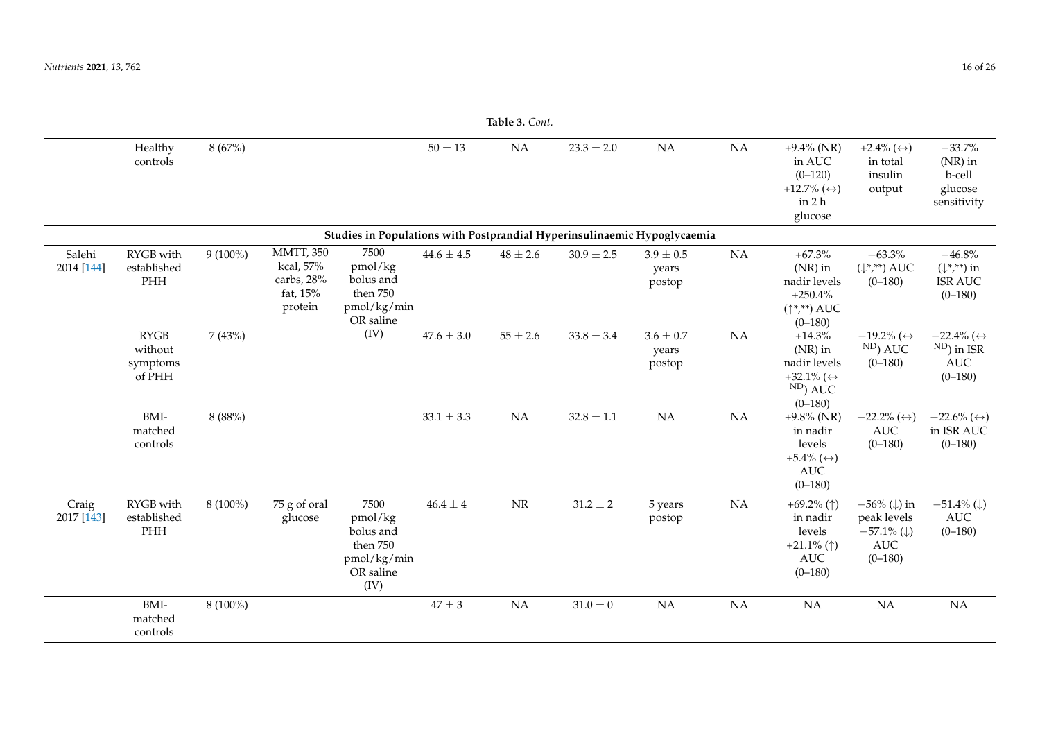**Table 3.** *Cont.*

| | | | | | | | | | | | | |
|---|---|---|---|---|---|---|---|---|---|---|---|---|
| | Healthy controls | 8 (67%) | | | 50 ± 13 | NA | 23.3 ± 2.0 | NA | NA | +9.4% (NR) in AUC (0–120) +12.7% (↔) in 2 h glucose | +2.4% (↔) in total insulin output | −33.7% (NR) in b-cell glucose sensitivity |
| **Studies in Populations with Postprandial Hyperinsulinaemic Hypoglycaemia** | | | | | | | | | | | | |
| Salehi 2014 [144] | RYGB with established PHH | 9 (100%) | MMTT, 350 kcal, 57% carbs, 28% fat, 15% protein | 7500 pmol/kg bolus and then 750 pmol/kg/min OR saline (IV) | 44.6 ± 4.5 | 48 ± 2.6 | 30.9 ± 2.5 | 3.9 ± 0.5 years postop | NA | +67.3% (NR) in nadir levels +250.4% (↑*,**) AUC (0–180) | −63.3% (↓*,**) AUC (0–180) | −46.8% (↓*,**) in ISR AUC (0–180) |
| | RYGB without symptoms of PHH | 7 (43%) | | | 47.6 ± 3.0 | 55 ± 2.6 | 33.8 ± 3.4 | 3.6 ± 0.7 years postop | NA | +14.3% (NR) in nadir levels +32.1% (↔ ND) AUC (0–180) | −19.2% (↔ ND) AUC (0–180) | −22.4% (↔ ND) in ISR AUC (0–180) |
| | BMI-matched controls | 8 (88%) | | | 33.1 ± 3.3 | NA | 32.8 ± 1.1 | NA | NA | +9.8% (NR) in nadir levels +5.4% (↔) AUC (0–180) | −22.2% (↔) AUC (0–180) | −22.6% (↔) in ISR AUC (0–180) |
| Craig 2017 [143] | RYGB with established PHH | 8 (100%) | 75 g of oral glucose | 7500 pmol/kg bolus and then 750 pmol/kg/min OR saline (IV) | 46.4 ± 4 | NR | 31.2 ± 2 | 5 years postop | NA | +69.2% (↑) in nadir levels +21.1% (↑) AUC (0–180) | −56% (↓) in peak levels −57.1% (↓) AUC (0–180) | −51.4% (↓) AUC (0–180) |
| | BMI-matched controls | 8 (100%) | | | 47 ± 3 | NA | 31.0 ± 0 | NA | NA | NA | NA | NA |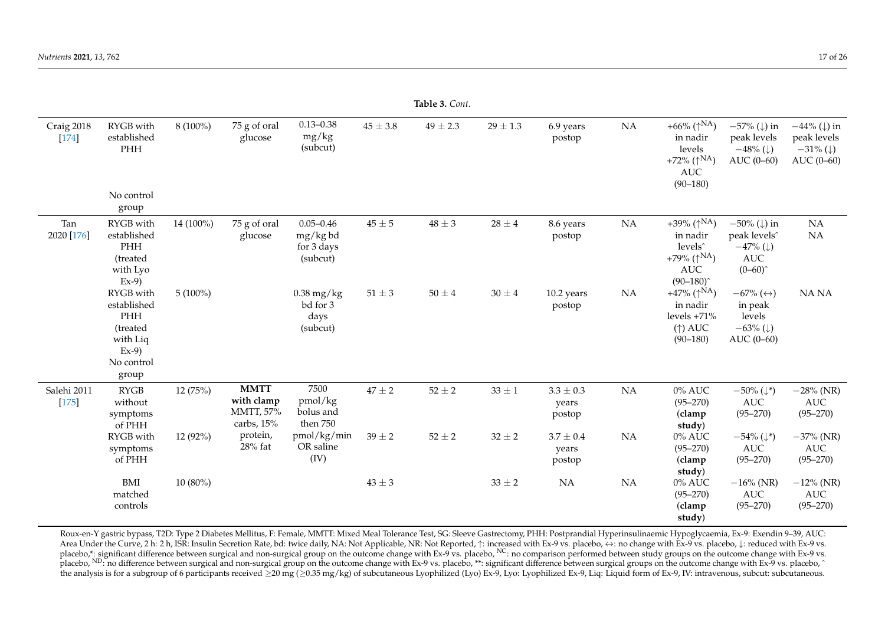**Table 3.** *Cont.*

| | | | | | | | | | | | | |
|---|---|---|---|---|---|---|---|---|---|---|---|---|
| Craig 2018 [174] | RYGB with established PHH<br><br>No control group | 8 (100%) | 75 g of oral glucose | 0.13–0.38 mg/kg (subcut) | 45 ± 3.8 | 49 ± 2.3 | 29 ± 1.3 | 6.9 years postop | NA | +66% (↑[NA]) in nadir levels +72% (↑[NA]) AUC (90–180) | −57% (↓) in peak levels −48% (↓) AUC (0–60) | −44% (↓) in peak levels −31% (↓) AUC (0–60) |
| Tan 2020 [176] | RYGB with established PHH (treated with Lyo Ex-9) | 14 (100%) | 75 g of oral glucose | 0.05–0.46 mg/kg bd for 3 days (subcut) | 45 ± 5 | 48 ± 3 | 28 ± 4 | 8.6 years postop | NA | +39% (↑[NA]) in nadir levels^ +79% (↑[NA]) AUC (90–180)^ | −50% (↓) in peak levels^ −47% (↓) AUC (0–60)^ | NA NA |
| | RYGB with established PHH (treated with Liq Ex-9) No control group | 5 (100%) | | 0.38 mg/kg bd for 3 days (subcut) | 51 ± 3 | 50 ± 4 | 30 ± 4 | 10.2 years postop | NA | +47% (↑[NA]) in nadir levels +71% (↑) AUC (90–180) | −67% (↔) in peak levels −63% (↓) AUC (0–60) | NA NA |
| Salehi 2011 [175] | RYGB without symptoms of PHH | 12 (75%) | **MMTT with clamp** MMTT, 57% carbs, 15% protein, 28% fat | 7500 pmol/kg bolus and then 750 pmol/kg/min OR saline (IV) | 47 ± 2 | 52 ± 2 | 33 ± 1 | 3.3 ± 0.3 years postop | NA | 0% AUC (95–270) (**clamp study**) | −50% (↓*) AUC (95–270) | −28% (NR) AUC (95–270) |
| | RYGB with symptoms of PHH | 12 (92%) | | | 39 ± 2 | 52 ± 2 | 32 ± 2 | 3.7 ± 0.4 years postop | NA | 0% AUC (95–270) (**clamp study**) | −54% (↓*) AUC (95–270) | −37% (NR) AUC (95–270) |
| | BMI matched controls | 10 (80%) | | | 43 ± 3 | | 33 ± 2 | NA | NA | 0% AUC (95–270) (**clamp study**) | −16% (NR) AUC (95–270) | −12% (NR) AUC (95–270) |

Roux-en-Y gastric bypass, T2D: Type 2 Diabetes Mellitus, F: Female, MMTT: Mixed Meal Tolerance Test, SG: Sleeve Gastrectomy, PHH: Postprandial Hyperinsulinaemic Hypoglycaemia, Ex-9: Exendin 9–39, AUC: Area Under the Curve, 2 h: 2 h, ISR: Insulin Secretion Rate, bd: twice daily, NA: Not Applicable, NR: Not Reported, ↑: increased with Ex-9 vs. placebo, ↔: no change with Ex-9 vs. placebo, ↓: reduced with Ex-9 vs. placebo,*: significant difference between surgical and non-surgical group on the outcome change with Ex-9 vs. placebo, [NC]: no comparison performed between study groups on the outcome change with Ex-9 vs. placebo, [ND]: no difference between surgical and non-surgical group on the outcome change with Ex-9 vs. placebo, **: significant difference between surgical groups on the outcome change with Ex-9 vs. placebo, ^ the analysis is for a subgroup of 6 participants received ≥20 mg (≥0.35 mg/kg) of subcutaneous Lyophilized (Lyo) Ex-9, Lyo: Lyophilized Ex-9, Liq: Liquid form of Ex-9, IV: intravenous, subcut: subcutaneous.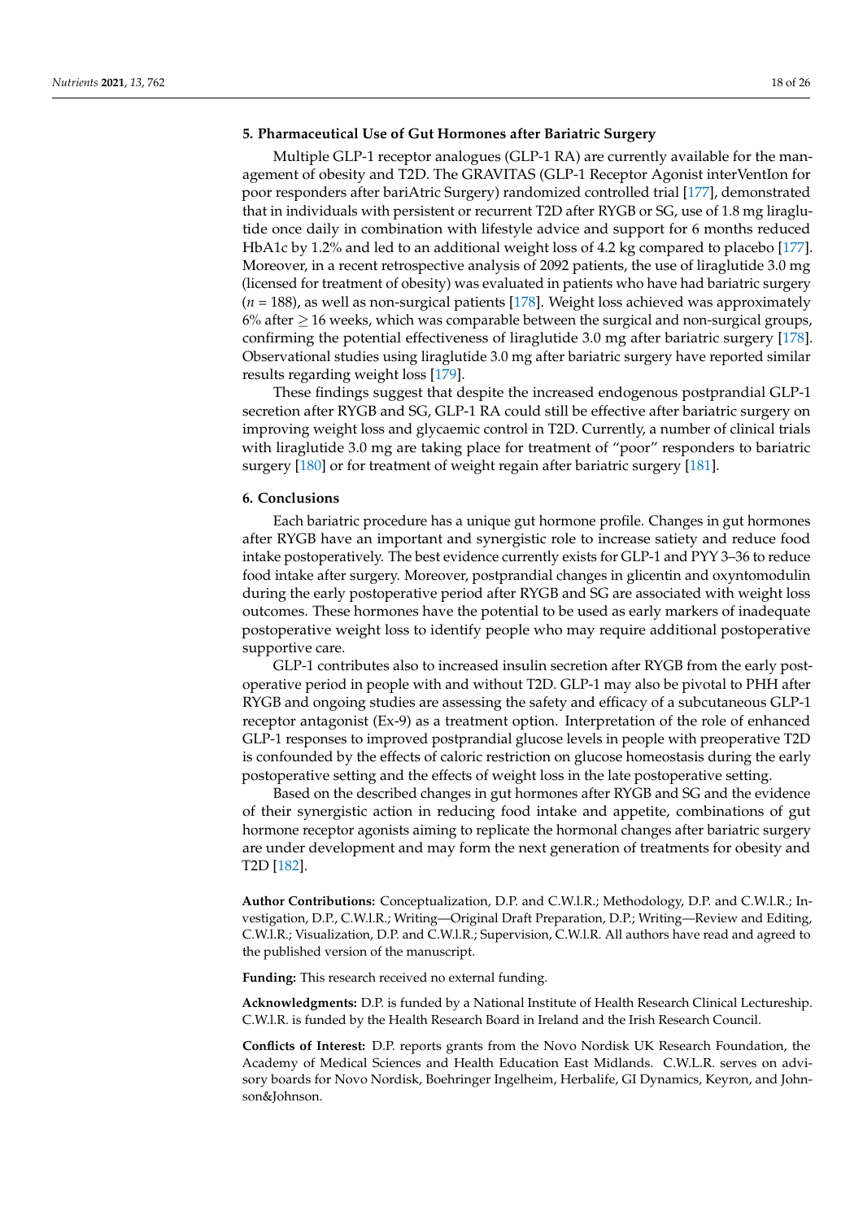## 5. Pharmaceutical Use of Gut Hormones after Bariatric Surgery

Multiple GLP-1 receptor analogues (GLP-1 RA) are currently available for the management of obesity and T2D. The GRAVITAS (GLP-1 Receptor Agonist interVentIon for poor responders after bariAtric Surgery) randomized controlled trial [177], demonstrated that in individuals with persistent or recurrent T2D after RYGB or SG, use of 1.8 mg liraglutide once daily in combination with lifestyle advice and support for 6 months reduced HbA1c by 1.2% and led to an additional weight loss of 4.2 kg compared to placebo [177]. Moreover, in a recent retrospective analysis of 2092 patients, the use of liraglutide 3.0 mg (licensed for treatment of obesity) was evaluated in patients who have had bariatric surgery ($n = 188$), as well as non-surgical patients [178]. Weight loss achieved was approximately 6% after $\geq 16$ weeks, which was comparable between the surgical and non-surgical groups, confirming the potential effectiveness of liraglutide 3.0 mg after bariatric surgery [178]. Observational studies using liraglutide 3.0 mg after bariatric surgery have reported similar results regarding weight loss [179].

These findings suggest that despite the increased endogenous postprandial GLP-1 secretion after RYGB and SG, GLP-1 RA could still be effective after bariatric surgery on improving weight loss and glycaemic control in T2D. Currently, a number of clinical trials with liraglutide 3.0 mg are taking place for treatment of "poor" responders to bariatric surgery [180] or for treatment of weight regain after bariatric surgery [181].

## 6. Conclusions

Each bariatric procedure has a unique gut hormone profile. Changes in gut hormones after RYGB have an important and synergistic role to increase satiety and reduce food intake postoperatively. The best evidence currently exists for GLP-1 and PYY 3–36 to reduce food intake after surgery. Moreover, postprandial changes in glicentin and oxyntomodulin during the early postoperative period after RYGB and SG are associated with weight loss outcomes. These hormones have the potential to be used as early markers of inadequate postoperative weight loss to identify people who may require additional postoperative supportive care.

GLP-1 contributes also to increased insulin secretion after RYGB from the early postoperative period in people with and without T2D. GLP-1 may also be pivotal to PHH after RYGB and ongoing studies are assessing the safety and efficacy of a subcutaneous GLP-1 receptor antagonist (Ex-9) as a treatment option. Interpretation of the role of enhanced GLP-1 responses to improved postprandial glucose levels in people with preoperative T2D is confounded by the effects of caloric restriction on glucose homeostasis during the early postoperative setting and the effects of weight loss in the late postoperative setting.

Based on the described changes in gut hormones after RYGB and SG and the evidence of their synergistic action in reducing food intake and appetite, combinations of gut hormone receptor agonists aiming to replicate the hormonal changes after bariatric surgery are under development and may form the next generation of treatments for obesity and T2D [182].

**Author Contributions:** Conceptualization, D.P. and C.W.l.R.; Methodology, D.P. and C.W.l.R.; Investigation, D.P., C.W.l.R.; Writing—Original Draft Preparation, D.P.; Writing—Review and Editing, C.W.l.R.; Visualization, D.P. and C.W.l.R.; Supervision, C.W.l.R. All authors have read and agreed to the published version of the manuscript.

**Funding:** This research received no external funding.

**Acknowledgments:** D.P. is funded by a National Institute of Health Research Clinical Lectureship. C.W.l.R. is funded by the Health Research Board in Ireland and the Irish Research Council.

**Conflicts of Interest:** D.P. reports grants from the Novo Nordisk UK Research Foundation, the Academy of Medical Sciences and Health Education East Midlands. C.W.L.R. serves on advisory boards for Novo Nordisk, Boehringer Ingelheim, Herbalife, GI Dynamics, Keyron, and Johnson&Johnson.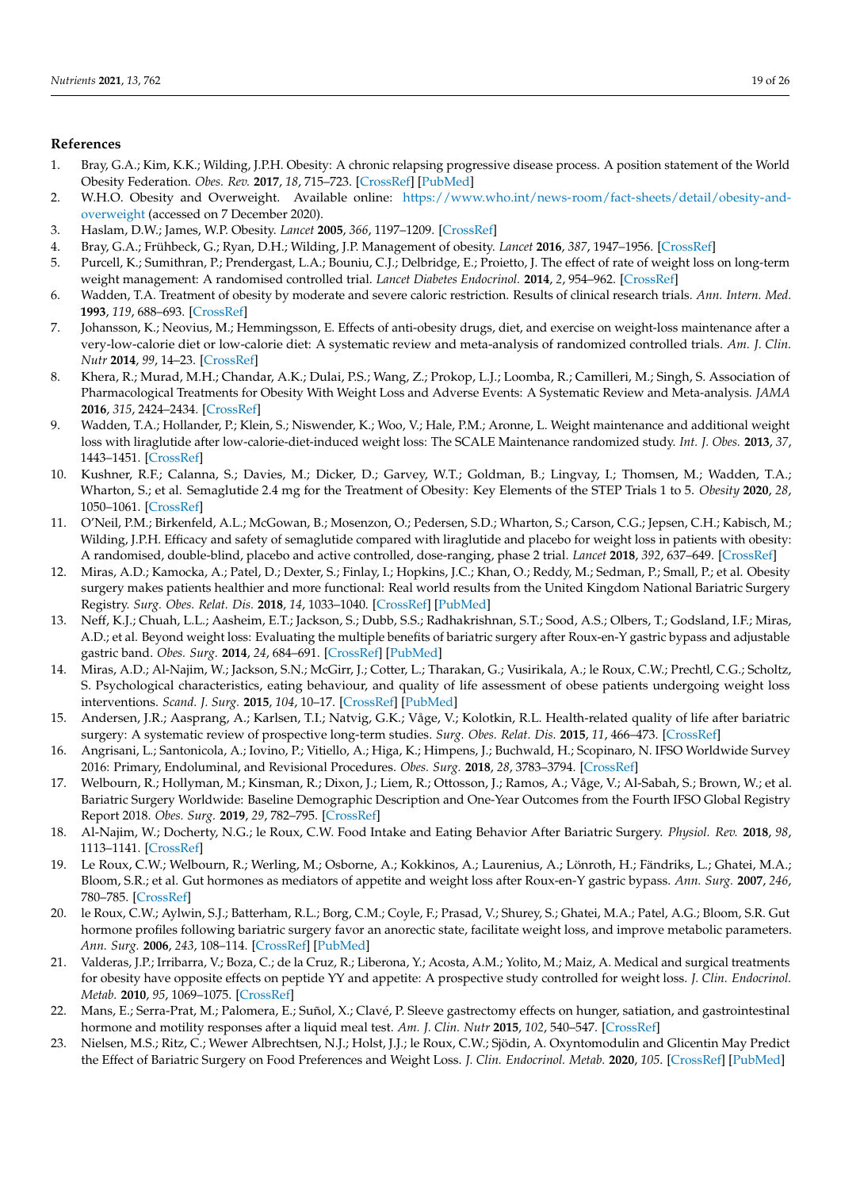## References

1. Bray, G.A.; Kim, K.K.; Wilding, J.P.H. Obesity: A chronic relapsing progressive disease process. A position statement of the World Obesity Federation. *Obes. Rev.* **2017**, *18*, 715–723. [CrossRef] [PubMed]
2. W.H.O. Obesity and Overweight. Available online: https://www.who.int/news-room/fact-sheets/detail/obesity-and-overweight (accessed on 7 December 2020).
3. Haslam, D.W.; James, W.P. Obesity. *Lancet* **2005**, *366*, 1197–1209. [CrossRef]
4. Bray, G.A.; Frühbeck, G.; Ryan, D.H.; Wilding, J.P. Management of obesity. *Lancet* **2016**, *387*, 1947–1956. [CrossRef]
5. Purcell, K.; Sumithran, P.; Prendergast, L.A.; Bouniu, C.J.; Delbridge, E.; Proietto, J. The effect of rate of weight loss on long-term weight management: A randomised controlled trial. *Lancet Diabetes Endocrinol.* **2014**, *2*, 954–962. [CrossRef]
6. Wadden, T.A. Treatment of obesity by moderate and severe caloric restriction. Results of clinical research trials. *Ann. Intern. Med.* **1993**, *119*, 688–693. [CrossRef]
7. Johansson, K.; Neovius, M.; Hemmingsson, E. Effects of anti-obesity drugs, diet, and exercise on weight-loss maintenance after a very-low-calorie diet or low-calorie diet: A systematic review and meta-analysis of randomized controlled trials. *Am. J. Clin. Nutr* **2014**, *99*, 14–23. [CrossRef]
8. Khera, R.; Murad, M.H.; Chandar, A.K.; Dulai, P.S.; Wang, Z.; Prokop, L.J.; Loomba, R.; Camilleri, M.; Singh, S. Association of Pharmacological Treatments for Obesity With Weight Loss and Adverse Events: A Systematic Review and Meta-analysis. *JAMA* **2016**, *315*, 2424–2434. [CrossRef]
9. Wadden, T.A.; Hollander, P.; Klein, S.; Niswender, K.; Woo, V.; Hale, P.M.; Aronne, L. Weight maintenance and additional weight loss with liraglutide after low-calorie-diet-induced weight loss: The SCALE Maintenance randomized study. *Int. J. Obes.* **2013**, *37*, 1443–1451. [CrossRef]
10. Kushner, R.F.; Calanna, S.; Davies, M.; Dicker, D.; Garvey, W.T.; Goldman, B.; Lingvay, I.; Thomsen, M.; Wadden, T.A.; Wharton, S.; et al. Semaglutide 2.4 mg for the Treatment of Obesity: Key Elements of the STEP Trials 1 to 5. *Obesity* **2020**, *28*, 1050–1061. [CrossRef]
11. O'Neil, P.M.; Birkenfeld, A.L.; McGowan, B.; Mosenzon, O.; Pedersen, S.D.; Wharton, S.; Carson, C.G.; Jepsen, C.H.; Kabisch, M.; Wilding, J.P.H. Efficacy and safety of semaglutide compared with liraglutide and placebo for weight loss in patients with obesity: A randomised, double-blind, placebo and active controlled, dose-ranging, phase 2 trial. *Lancet* **2018**, *392*, 637–649. [CrossRef]
12. Miras, A.D.; Kamocka, A.; Patel, D.; Dexter, S.; Finlay, I.; Hopkins, J.C.; Khan, O.; Reddy, M.; Sedman, P.; Small, P.; et al. Obesity surgery makes patients healthier and more functional: Real world results from the United Kingdom National Bariatric Surgery Registry. *Surg. Obes. Relat. Dis.* **2018**, *14*, 1033–1040. [CrossRef] [PubMed]
13. Neff, K.J.; Chuah, L.L.; Aasheim, E.T.; Jackson, S.; Dubb, S.S.; Radhakrishnan, S.T.; Sood, A.S.; Olbers, T.; Godsland, I.F.; Miras, A.D.; et al. Beyond weight loss: Evaluating the multiple benefits of bariatric surgery after Roux-en-Y gastric bypass and adjustable gastric band. *Obes. Surg.* **2014**, *24*, 684–691. [CrossRef] [PubMed]
14. Miras, A.D.; Al-Najim, W.; Jackson, S.N.; McGirr, J.; Cotter, L.; Tharakan, G.; Vusirikala, A.; le Roux, C.W.; Prechtl, C.G.; Scholtz, S. Psychological characteristics, eating behaviour, and quality of life assessment of obese patients undergoing weight loss interventions. *Scand. J. Surg.* **2015**, *104*, 10–17. [CrossRef] [PubMed]
15. Andersen, J.R.; Aasprang, A.; Karlsen, T.I.; Natvig, G.K.; Våge, V.; Kolotkin, R.L. Health-related quality of life after bariatric surgery: A systematic review of prospective long-term studies. *Surg. Obes. Relat. Dis.* **2015**, *11*, 466–473. [CrossRef]
16. Angrisani, L.; Santonicola, A.; Iovino, P.; Vitiello, A.; Higa, K.; Himpens, J.; Buchwald, H.; Scopinaro, N. IFSO Worldwide Survey 2016: Primary, Endoluminal, and Revisional Procedures. *Obes. Surg.* **2018**, *28*, 3783–3794. [CrossRef]
17. Welbourn, R.; Hollyman, M.; Kinsman, R.; Dixon, J.; Liem, R.; Ottosson, J.; Ramos, A.; Våge, V.; Al-Sabah, S.; Brown, W.; et al. Bariatric Surgery Worldwide: Baseline Demographic Description and One-Year Outcomes from the Fourth IFSO Global Registry Report 2018. *Obes. Surg.* **2019**, *29*, 782–795. [CrossRef]
18. Al-Najim, W.; Docherty, N.G.; le Roux, C.W. Food Intake and Eating Behavior After Bariatric Surgery. *Physiol. Rev.* **2018**, *98*, 1113–1141. [CrossRef]
19. Le Roux, C.W.; Welbourn, R.; Werling, M.; Osborne, A.; Kokkinos, A.; Laurenius, A.; Lönroth, H.; Fändriks, L.; Ghatei, M.A.; Bloom, S.R.; et al. Gut hormones as mediators of appetite and weight loss after Roux-en-Y gastric bypass. *Ann. Surg.* **2007**, *246*, 780–785. [CrossRef]
20. le Roux, C.W.; Aylwin, S.J.; Batterham, R.L.; Borg, C.M.; Coyle, F.; Prasad, V.; Shurey, S.; Ghatei, M.A.; Patel, A.G.; Bloom, S.R. Gut hormone profiles following bariatric surgery favor an anorectic state, facilitate weight loss, and improve metabolic parameters. *Ann. Surg.* **2006**, *243*, 108–114. [CrossRef] [PubMed]
21. Valderas, J.P.; Irribarra, V.; Boza, C.; de la Cruz, R.; Liberona, Y.; Acosta, A.M.; Yolito, M.; Maiz, A. Medical and surgical treatments for obesity have opposite effects on peptide YY and appetite: A prospective study controlled for weight loss. *J. Clin. Endocrinol. Metab.* **2010**, *95*, 1069–1075. [CrossRef]
22. Mans, E.; Serra-Prat, M.; Palomera, E.; Suñol, X.; Clavé, P. Sleeve gastrectomy effects on hunger, satiation, and gastrointestinal hormone and motility responses after a liquid meal test. *Am. J. Clin. Nutr* **2015**, *102*, 540–547. [CrossRef]
23. Nielsen, M.S.; Ritz, C.; Wewer Albrechtsen, N.J.; Holst, J.J.; le Roux, C.W.; Sjödin, A. Oxyntomodulin and Glicentin May Predict the Effect of Bariatric Surgery on Food Preferences and Weight Loss. *J. Clin. Endocrinol. Metab.* **2020**, *105*. [CrossRef] [PubMed]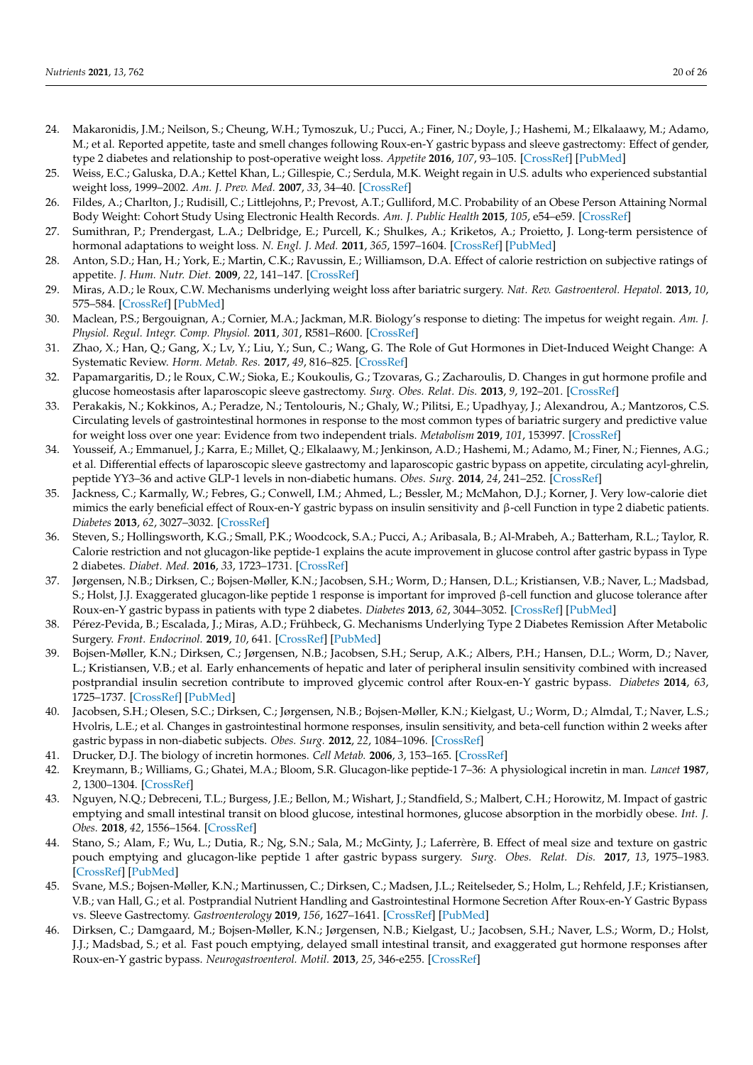24. Makaronidis, J.M.; Neilson, S.; Cheung, W.H.; Tymoszuk, U.; Pucci, A.; Finer, N.; Doyle, J.; Hashemi, M.; Elkalaawy, M.; Adamo, M.; et al. Reported appetite, taste and smell changes following Roux-en-Y gastric bypass and sleeve gastrectomy: Effect of gender, type 2 diabetes and relationship to post-operative weight loss. *Appetite* **2016**, *107*, 93–105. [CrossRef] [PubMed]
25. Weiss, E.C.; Galuska, D.A.; Kettel Khan, L.; Gillespie, C.; Serdula, M.K. Weight regain in U.S. adults who experienced substantial weight loss, 1999–2002. *Am. J. Prev. Med.* **2007**, *33*, 34–40. [CrossRef]
26. Fildes, A.; Charlton, J.; Rudisill, C.; Littlejohns, P.; Prevost, A.T.; Gulliford, M.C. Probability of an Obese Person Attaining Normal Body Weight: Cohort Study Using Electronic Health Records. *Am. J. Public Health* **2015**, *105*, e54–e59. [CrossRef]
27. Sumithran, P.; Prendergast, L.A.; Delbridge, E.; Purcell, K.; Shulkes, A.; Kriketos, A.; Proietto, J. Long-term persistence of hormonal adaptations to weight loss. *N. Engl. J. Med.* **2011**, *365*, 1597–1604. [CrossRef] [PubMed]
28. Anton, S.D.; Han, H.; York, E.; Martin, C.K.; Ravussin, E.; Williamson, D.A. Effect of calorie restriction on subjective ratings of appetite. *J. Hum. Nutr. Diet.* **2009**, *22*, 141–147. [CrossRef]
29. Miras, A.D.; le Roux, C.W. Mechanisms underlying weight loss after bariatric surgery. *Nat. Rev. Gastroenterol. Hepatol.* **2013**, *10*, 575–584. [CrossRef] [PubMed]
30. Maclean, P.S.; Bergouignan, A.; Cornier, M.A.; Jackman, M.R. Biology's response to dieting: The impetus for weight regain. *Am. J. Physiol. Regul. Integr. Comp. Physiol.* **2011**, *301*, R581–R600. [CrossRef]
31. Zhao, X.; Han, Q.; Gang, X.; Lv, Y.; Liu, Y.; Sun, C.; Wang, G. The Role of Gut Hormones in Diet-Induced Weight Change: A Systematic Review. *Horm. Metab. Res.* **2017**, *49*, 816–825. [CrossRef]
32. Papamargaritis, D.; le Roux, C.W.; Sioka, E.; Koukoulis, G.; Tzovaras, G.; Zacharoulis, D. Changes in gut hormone profile and glucose homeostasis after laparoscopic sleeve gastrectomy. *Surg. Obes. Relat. Dis.* **2013**, *9*, 192–201. [CrossRef]
33. Perakakis, N.; Kokkinos, A.; Peradze, N.; Tentolouris, N.; Ghaly, W.; Pilitsi, E.; Upadhyay, J.; Alexandrou, A.; Mantzoros, C.S. Circulating levels of gastrointestinal hormones in response to the most common types of bariatric surgery and predictive value for weight loss over one year: Evidence from two independent trials. *Metabolism* **2019**, *101*, 153997. [CrossRef]
34. Yousseif, A.; Emmanuel, J.; Karra, E.; Millet, Q.; Elkalaawy, M.; Jenkinson, A.D.; Hashemi, M.; Adamo, M.; Finer, N.; Fiennes, A.G.; et al. Differential effects of laparoscopic sleeve gastrectomy and laparoscopic gastric bypass on appetite, circulating acyl-ghrelin, peptide YY3–36 and active GLP-1 levels in non-diabetic humans. *Obes. Surg.* **2014**, *24*, 241–252. [CrossRef]
35. Jackness, C.; Karmally, W.; Febres, G.; Conwell, I.M.; Ahmed, L.; Bessler, M.; McMahon, D.J.; Korner, J. Very low-calorie diet mimics the early beneficial effect of Roux-en-Y gastric bypass on insulin sensitivity and β-cell Function in type 2 diabetic patients. *Diabetes* **2013**, *62*, 3027–3032. [CrossRef]
36. Steven, S.; Hollingsworth, K.G.; Small, P.K.; Woodcock, S.A.; Pucci, A.; Aribasala, B.; Al-Mrabeh, A.; Batterham, R.L.; Taylor, R. Calorie restriction and not glucagon-like peptide-1 explains the acute improvement in glucose control after gastric bypass in Type 2 diabetes. *Diabet. Med.* **2016**, *33*, 1723–1731. [CrossRef]
37. Jørgensen, N.B.; Dirksen, C.; Bojsen-Møller, K.N.; Jacobsen, S.H.; Worm, D.; Hansen, D.L.; Kristiansen, V.B.; Naver, L.; Madsbad, S.; Holst, J.J. Exaggerated glucagon-like peptide 1 response is important for improved β-cell function and glucose tolerance after Roux-en-Y gastric bypass in patients with type 2 diabetes. *Diabetes* **2013**, *62*, 3044–3052. [CrossRef] [PubMed]
38. Pérez-Pevida, B.; Escalada, J.; Miras, A.D.; Frühbeck, G. Mechanisms Underlying Type 2 Diabetes Remission After Metabolic Surgery. *Front. Endocrinol.* **2019**, *10*, 641. [CrossRef] [PubMed]
39. Bojsen-Møller, K.N.; Dirksen, C.; Jørgensen, N.B.; Jacobsen, S.H.; Serup, A.K.; Albers, P.H.; Hansen, D.L.; Worm, D.; Naver, L.; Kristiansen, V.B.; et al. Early enhancements of hepatic and later of peripheral insulin sensitivity combined with increased postprandial insulin secretion contribute to improved glycemic control after Roux-en-Y gastric bypass. *Diabetes* **2014**, *63*, 1725–1737. [CrossRef] [PubMed]
40. Jacobsen, S.H.; Olesen, S.C.; Dirksen, C.; Jørgensen, N.B.; Bojsen-Møller, K.N.; Kielgast, U.; Worm, D.; Almdal, T.; Naver, L.S.; Hvolris, L.E.; et al. Changes in gastrointestinal hormone responses, insulin sensitivity, and beta-cell function within 2 weeks after gastric bypass in non-diabetic subjects. *Obes. Surg.* **2012**, *22*, 1084–1096. [CrossRef]
41. Drucker, D.J. The biology of incretin hormones. *Cell Metab.* **2006**, *3*, 153–165. [CrossRef]
42. Kreymann, B.; Williams, G.; Ghatei, M.A.; Bloom, S.R. Glucagon-like peptide-1 7–36: A physiological incretin in man. *Lancet* **1987**, *2*, 1300–1304. [CrossRef]
43. Nguyen, N.Q.; Debreceni, T.L.; Burgess, J.E.; Bellon, M.; Wishart, J.; Standfield, S.; Malbert, C.H.; Horowitz, M. Impact of gastric emptying and small intestinal transit on blood glucose, intestinal hormones, glucose absorption in the morbidly obese. *Int. J. Obes.* **2018**, *42*, 1556–1564. [CrossRef]
44. Stano, S.; Alam, F.; Wu, L.; Dutia, R.; Ng, S.N.; Sala, M.; McGinty, J.; Laferrère, B. Effect of meal size and texture on gastric pouch emptying and glucagon-like peptide 1 after gastric bypass surgery. *Surg. Obes. Relat. Dis.* **2017**, *13*, 1975–1983. [CrossRef] [PubMed]
45. Svane, M.S.; Bojsen-Møller, K.N.; Martinussen, C.; Dirksen, C.; Madsen, J.L.; Reitelseder, S.; Holm, L.; Rehfeld, J.F.; Kristiansen, V.B.; van Hall, G.; et al. Postprandial Nutrient Handling and Gastrointestinal Hormone Secretion After Roux-en-Y Gastric Bypass vs. Sleeve Gastrectomy. *Gastroenterology* **2019**, *156*, 1627–1641. [CrossRef] [PubMed]
46. Dirksen, C.; Damgaard, M.; Bojsen-Møller, K.N.; Jørgensen, N.B.; Kielgast, U.; Jacobsen, S.H.; Naver, L.S.; Worm, D.; Holst, J.J.; Madsbad, S.; et al. Fast pouch emptying, delayed small intestinal transit, and exaggerated gut hormone responses after Roux-en-Y gastric bypass. *Neurogastroenterol. Motil.* **2013**, *25*, 346-e255. [CrossRef]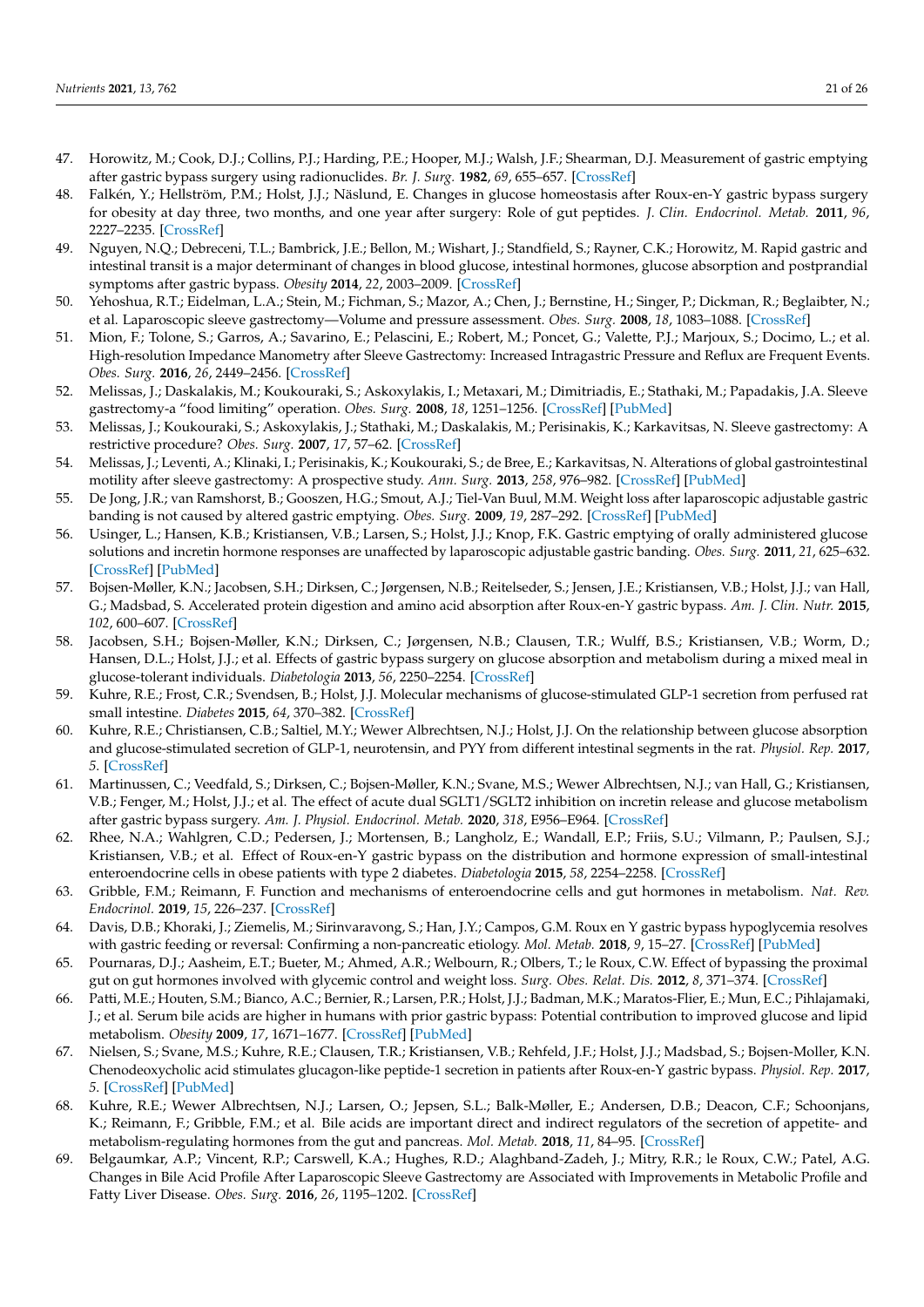47. Horowitz, M.; Cook, D.J.; Collins, P.J.; Harding, P.E.; Hooper, M.J.; Walsh, J.F.; Shearman, D.J. Measurement of gastric emptying after gastric bypass surgery using radionuclides. *Br. J. Surg.* **1982**, *69*, 655–657. [CrossRef]
48. Falkén, Y.; Hellström, P.M.; Holst, J.J.; Näslund, E. Changes in glucose homeostasis after Roux-en-Y gastric bypass surgery for obesity at day three, two months, and one year after surgery: Role of gut peptides. *J. Clin. Endocrinol. Metab.* **2011**, *96*, 2227–2235. [CrossRef]
49. Nguyen, N.Q.; Debreceni, T.L.; Bambrick, J.E.; Bellon, M.; Wishart, J.; Standfield, S.; Rayner, C.K.; Horowitz, M. Rapid gastric and intestinal transit is a major determinant of changes in blood glucose, intestinal hormones, glucose absorption and postprandial symptoms after gastric bypass. *Obesity* **2014**, *22*, 2003–2009. [CrossRef]
50. Yehoshua, R.T.; Eidelman, L.A.; Stein, M.; Fichman, S.; Mazor, A.; Chen, J.; Bernstine, H.; Singer, P.; Dickman, R.; Beglaibter, N.; et al. Laparoscopic sleeve gastrectomy—Volume and pressure assessment. *Obes. Surg.* **2008**, *18*, 1083–1088. [CrossRef]
51. Mion, F.; Tolone, S.; Garros, A.; Savarino, E.; Pelascini, E.; Robert, M.; Poncet, G.; Valette, P.J.; Marjoux, S.; Docimo, L.; et al. High-resolution Impedance Manometry after Sleeve Gastrectomy: Increased Intragastric Pressure and Reflux are Frequent Events. *Obes. Surg.* **2016**, *26*, 2449–2456. [CrossRef]
52. Melissas, J.; Daskalakis, M.; Koukouraki, S.; Askoxylakis, I.; Metaxari, M.; Dimitriadis, E.; Stathaki, M.; Papadakis, J.A. Sleeve gastrectomy-a "food limiting" operation. *Obes. Surg.* **2008**, *18*, 1251–1256. [CrossRef] [PubMed]
53. Melissas, J.; Koukouraki, S.; Askoxylakis, J.; Stathaki, M.; Daskalakis, M.; Perisinakis, K.; Karkavitsas, N. Sleeve gastrectomy: A restrictive procedure? *Obes. Surg.* **2007**, *17*, 57–62. [CrossRef]
54. Melissas, J.; Leventi, A.; Klinaki, I.; Perisinakis, K.; Koukouraki, S.; de Bree, E.; Karkavitsas, N. Alterations of global gastrointestinal motility after sleeve gastrectomy: A prospective study. *Ann. Surg.* **2013**, *258*, 976–982. [CrossRef] [PubMed]
55. De Jong, J.R.; van Ramshorst, B.; Gooszen, H.G.; Smout, A.J.; Tiel-Van Buul, M.M. Weight loss after laparoscopic adjustable gastric banding is not caused by altered gastric emptying. *Obes. Surg.* **2009**, *19*, 287–292. [CrossRef] [PubMed]
56. Usinger, L.; Hansen, K.B.; Kristiansen, V.B.; Larsen, S.; Holst, J.J.; Knop, F.K. Gastric emptying of orally administered glucose solutions and incretin hormone responses are unaffected by laparoscopic adjustable gastric banding. *Obes. Surg.* **2011**, *21*, 625–632. [CrossRef] [PubMed]
57. Bojsen-Møller, K.N.; Jacobsen, S.H.; Dirksen, C.; Jørgensen, N.B.; Reitelseder, S.; Jensen, J.E.; Kristiansen, V.B.; Holst, J.J.; van Hall, G.; Madsbad, S. Accelerated protein digestion and amino acid absorption after Roux-en-Y gastric bypass. *Am. J. Clin. Nutr.* **2015**, *102*, 600–607. [CrossRef]
58. Jacobsen, S.H.; Bojsen-Møller, K.N.; Dirksen, C.; Jørgensen, N.B.; Clausen, T.R.; Wulff, B.S.; Kristiansen, V.B.; Worm, D.; Hansen, D.L.; Holst, J.J.; et al. Effects of gastric bypass surgery on glucose absorption and metabolism during a mixed meal in glucose-tolerant individuals. *Diabetologia* **2013**, *56*, 2250–2254. [CrossRef]
59. Kuhre, R.E.; Frost, C.R.; Svendsen, B.; Holst, J.J. Molecular mechanisms of glucose-stimulated GLP-1 secretion from perfused rat small intestine. *Diabetes* **2015**, *64*, 370–382. [CrossRef]
60. Kuhre, R.E.; Christiansen, C.B.; Saltiel, M.Y.; Wewer Albrechtsen, N.J.; Holst, J.J. On the relationship between glucose absorption and glucose-stimulated secretion of GLP-1, neurotensin, and PYY from different intestinal segments in the rat. *Physiol. Rep.* **2017**, *5*. [CrossRef]
61. Martinussen, C.; Veedfald, S.; Dirksen, C.; Bojsen-Møller, K.N.; Svane, M.S.; Wewer Albrechtsen, N.J.; van Hall, G.; Kristiansen, V.B.; Fenger, M.; Holst, J.J.; et al. The effect of acute dual SGLT1/SGLT2 inhibition on incretin release and glucose metabolism after gastric bypass surgery. *Am. J. Physiol. Endocrinol. Metab.* **2020**, *318*, E956–E964. [CrossRef]
62. Rhee, N.A.; Wahlgren, C.D.; Pedersen, J.; Mortensen, B.; Langholz, E.; Wandall, E.P.; Friis, S.U.; Vilmann, P.; Paulsen, S.J.; Kristiansen, V.B.; et al. Effect of Roux-en-Y gastric bypass on the distribution and hormone expression of small-intestinal enteroendocrine cells in obese patients with type 2 diabetes. *Diabetologia* **2015**, *58*, 2254–2258. [CrossRef]
63. Gribble, F.M.; Reimann, F. Function and mechanisms of enteroendocrine cells and gut hormones in metabolism. *Nat. Rev. Endocrinol.* **2019**, *15*, 226–237. [CrossRef]
64. Davis, D.B.; Khoraki, J.; Ziemelis, M.; Sirinvaravong, S.; Han, J.Y.; Campos, G.M. Roux en Y gastric bypass hypoglycemia resolves with gastric feeding or reversal: Confirming a non-pancreatic etiology. *Mol. Metab.* **2018**, *9*, 15–27. [CrossRef] [PubMed]
65. Pournaras, D.J.; Aasheim, E.T.; Bueter, M.; Ahmed, A.R.; Welbourn, R.; Olbers, T.; le Roux, C.W. Effect of bypassing the proximal gut on gut hormones involved with glycemic control and weight loss. *Surg. Obes. Relat. Dis.* **2012**, *8*, 371–374. [CrossRef]
66. Patti, M.E.; Houten, S.M.; Bianco, A.C.; Bernier, R.; Larsen, P.R.; Holst, J.J.; Badman, M.K.; Maratos-Flier, E.; Mun, E.C.; Pihlajamaki, J.; et al. Serum bile acids are higher in humans with prior gastric bypass: Potential contribution to improved glucose and lipid metabolism. *Obesity* **2009**, *17*, 1671–1677. [CrossRef] [PubMed]
67. Nielsen, S.; Svane, M.S.; Kuhre, R.E.; Clausen, T.R.; Kristiansen, V.B.; Rehfeld, J.F.; Holst, J.J.; Madsbad, S.; Bojsen-Moller, K.N. Chenodeoxycholic acid stimulates glucagon-like peptide-1 secretion in patients after Roux-en-Y gastric bypass. *Physiol. Rep.* **2017**, *5*. [CrossRef] [PubMed]
68. Kuhre, R.E.; Wewer Albrechtsen, N.J.; Larsen, O.; Jepsen, S.L.; Balk-Møller, E.; Andersen, D.B.; Deacon, C.F.; Schoonjans, K.; Reimann, F.; Gribble, F.M.; et al. Bile acids are important direct and indirect regulators of the secretion of appetite- and metabolism-regulating hormones from the gut and pancreas. *Mol. Metab.* **2018**, *11*, 84–95. [CrossRef]
69. Belgaumkar, A.P.; Vincent, R.P.; Carswell, K.A.; Hughes, R.D.; Alaghband-Zadeh, J.; Mitry, R.R.; le Roux, C.W.; Patel, A.G. Changes in Bile Acid Profile After Laparoscopic Sleeve Gastrectomy are Associated with Improvements in Metabolic Profile and Fatty Liver Disease. *Obes. Surg.* **2016**, *26*, 1195–1202. [CrossRef]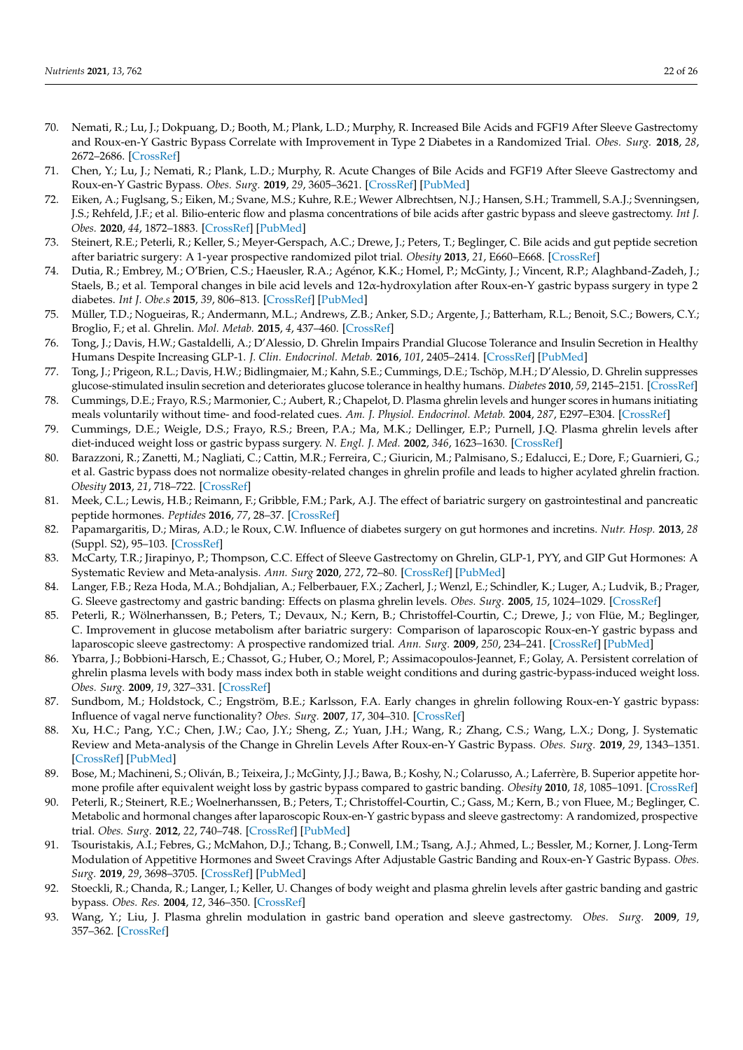70. Nemati, R.; Lu, J.; Dokpuang, D.; Booth, M.; Plank, L.D.; Murphy, R. Increased Bile Acids and FGF19 After Sleeve Gastrectomy and Roux-en-Y Gastric Bypass Correlate with Improvement in Type 2 Diabetes in a Randomized Trial. *Obes. Surg.* **2018**, *28*, 2672–2686. [CrossRef]
71. Chen, Y.; Lu, J.; Nemati, R.; Plank, L.D.; Murphy, R. Acute Changes of Bile Acids and FGF19 After Sleeve Gastrectomy and Roux-en-Y Gastric Bypass. *Obes. Surg.* **2019**, *29*, 3605–3621. [CrossRef] [PubMed]
72. Eiken, A.; Fuglsang, S.; Eiken, M.; Svane, M.S.; Kuhre, R.E.; Wewer Albrechtsen, N.J.; Hansen, S.H.; Trammell, S.A.J.; Svenningsen, J.S.; Rehfeld, J.F.; et al. Bilio-enteric flow and plasma concentrations of bile acids after gastric bypass and sleeve gastrectomy. *Int J. Obes.* **2020**, *44*, 1872–1883. [CrossRef] [PubMed]
73. Steinert, R.E.; Peterli, R.; Keller, S.; Meyer-Gerspach, A.C.; Drewe, J.; Peters, T.; Beglinger, C. Bile acids and gut peptide secretion after bariatric surgery: A 1-year prospective randomized pilot trial. *Obesity* **2013**, *21*, E660–E668. [CrossRef]
74. Dutia, R.; Embrey, M.; O'Brien, C.S.; Haeusler, R.A.; Agénor, K.K.; Homel, P.; McGinty, J.; Vincent, R.P.; Alaghband-Zadeh, J.; Staels, B.; et al. Temporal changes in bile acid levels and 12α-hydroxylation after Roux-en-Y gastric bypass surgery in type 2 diabetes. *Int J. Obe.s* **2015**, *39*, 806–813. [CrossRef] [PubMed]
75. Müller, T.D.; Nogueiras, R.; Andermann, M.L.; Andrews, Z.B.; Anker, S.D.; Argente, J.; Batterham, R.L.; Benoit, S.C.; Bowers, C.Y.; Broglio, F.; et al. Ghrelin. *Mol. Metab.* **2015**, *4*, 437–460. [CrossRef]
76. Tong, J.; Davis, H.W.; Gastaldelli, A.; D'Alessio, D. Ghrelin Impairs Prandial Glucose Tolerance and Insulin Secretion in Healthy Humans Despite Increasing GLP-1. *J. Clin. Endocrinol. Metab.* **2016**, *101*, 2405–2414. [CrossRef] [PubMed]
77. Tong, J.; Prigeon, R.L.; Davis, H.W.; Bidlingmaier, M.; Kahn, S.E.; Cummings, D.E.; Tschöp, M.H.; D'Alessio, D. Ghrelin suppresses glucose-stimulated insulin secretion and deteriorates glucose tolerance in healthy humans. *Diabetes* **2010**, *59*, 2145–2151. [CrossRef]
78. Cummings, D.E.; Frayo, R.S.; Marmonier, C.; Aubert, R.; Chapelot, D. Plasma ghrelin levels and hunger scores in humans initiating meals voluntarily without time- and food-related cues. *Am. J. Physiol. Endocrinol. Metab.* **2004**, *287*, E297–E304. [CrossRef]
79. Cummings, D.E.; Weigle, D.S.; Frayo, R.S.; Breen, P.A.; Ma, M.K.; Dellinger, E.P.; Purnell, J.Q. Plasma ghrelin levels after diet-induced weight loss or gastric bypass surgery. *N. Engl. J. Med.* **2002**, *346*, 1623–1630. [CrossRef]
80. Barazzoni, R.; Zanetti, M.; Nagliati, C.; Cattin, M.R.; Ferreira, C.; Giuricin, M.; Palmisano, S.; Edalucci, E.; Dore, F.; Guarnieri, G.; et al. Gastric bypass does not normalize obesity-related changes in ghrelin profile and leads to higher acylated ghrelin fraction. *Obesity* **2013**, *21*, 718–722. [CrossRef]
81. Meek, C.L.; Lewis, H.B.; Reimann, F.; Gribble, F.M.; Park, A.J. The effect of bariatric surgery on gastrointestinal and pancreatic peptide hormones. *Peptides* **2016**, *77*, 28–37. [CrossRef]
82. Papamargaritis, D.; Miras, A.D.; le Roux, C.W. Influence of diabetes surgery on gut hormones and incretins. *Nutr. Hosp.* **2013**, *28* (Suppl. S2), 95–103. [CrossRef]
83. McCarty, T.R.; Jirapinyo, P.; Thompson, C.C. Effect of Sleeve Gastrectomy on Ghrelin, GLP-1, PYY, and GIP Gut Hormones: A Systematic Review and Meta-analysis. *Ann. Surg* **2020**, *272*, 72–80. [CrossRef] [PubMed]
84. Langer, F.B.; Reza Hoda, M.A.; Bohdjalian, A.; Felberbauer, F.X.; Zacherl, J.; Wenzl, E.; Schindler, K.; Luger, A.; Ludvik, B.; Prager, G. Sleeve gastrectomy and gastric banding: Effects on plasma ghrelin levels. *Obes. Surg.* **2005**, *15*, 1024–1029. [CrossRef]
85. Peterli, R.; Wölnerhanssen, B.; Peters, T.; Devaux, N.; Kern, B.; Christoffel-Courtin, C.; Drewe, J.; von Flüe, M.; Beglinger, C. Improvement in glucose metabolism after bariatric surgery: Comparison of laparoscopic Roux-en-Y gastric bypass and laparoscopic sleeve gastrectomy: A prospective randomized trial. *Ann. Surg.* **2009**, *250*, 234–241. [CrossRef] [PubMed]
86. Ybarra, J.; Bobbioni-Harsch, E.; Chassot, G.; Huber, O.; Morel, P.; Assimacopoulos-Jeannet, F.; Golay, A. Persistent correlation of ghrelin plasma levels with body mass index both in stable weight conditions and during gastric-bypass-induced weight loss. *Obes. Surg.* **2009**, *19*, 327–331. [CrossRef]
87. Sundbom, M.; Holdstock, C.; Engström, B.E.; Karlsson, F.A. Early changes in ghrelin following Roux-en-Y gastric bypass: Influence of vagal nerve functionality? *Obes. Surg.* **2007**, *17*, 304–310. [CrossRef]
88. Xu, H.C.; Pang, Y.C.; Chen, J.W.; Cao, J.Y.; Sheng, Z.; Yuan, J.H.; Wang, R.; Zhang, C.S.; Wang, L.X.; Dong, J. Systematic Review and Meta-analysis of the Change in Ghrelin Levels After Roux-en-Y Gastric Bypass. *Obes. Surg.* **2019**, *29*, 1343–1351. [CrossRef] [PubMed]
89. Bose, M.; Machineni, S.; Oliván, B.; Teixeira, J.; McGinty, J.J.; Bawa, B.; Koshy, N.; Colarusso, A.; Laferrère, B. Superior appetite hormone profile after equivalent weight loss by gastric bypass compared to gastric banding. *Obesity* **2010**, *18*, 1085–1091. [CrossRef]
90. Peterli, R.; Steinert, R.E.; Woelnerhanssen, B.; Peters, T.; Christoffel-Courtin, C.; Gass, M.; Kern, B.; von Fluee, M.; Beglinger, C. Metabolic and hormonal changes after laparoscopic Roux-en-Y gastric bypass and sleeve gastrectomy: A randomized, prospective trial. *Obes. Surg.* **2012**, *22*, 740–748. [CrossRef] [PubMed]
91. Tsouristakis, A.I.; Febres, G.; McMahon, D.J.; Tchang, B.; Conwell, I.M.; Tsang, A.J.; Ahmed, L.; Bessler, M.; Korner, J. Long-Term Modulation of Appetitive Hormones and Sweet Cravings After Adjustable Gastric Banding and Roux-en-Y Gastric Bypass. *Obes. Surg.* **2019**, *29*, 3698–3705. [CrossRef] [PubMed]
92. Stoeckli, R.; Chanda, R.; Langer, I.; Keller, U. Changes of body weight and plasma ghrelin levels after gastric banding and gastric bypass. *Obes. Res.* **2004**, *12*, 346–350. [CrossRef]
93. Wang, Y.; Liu, J. Plasma ghrelin modulation in gastric band operation and sleeve gastrectomy. *Obes. Surg.* **2009**, *19*, 357–362. [CrossRef]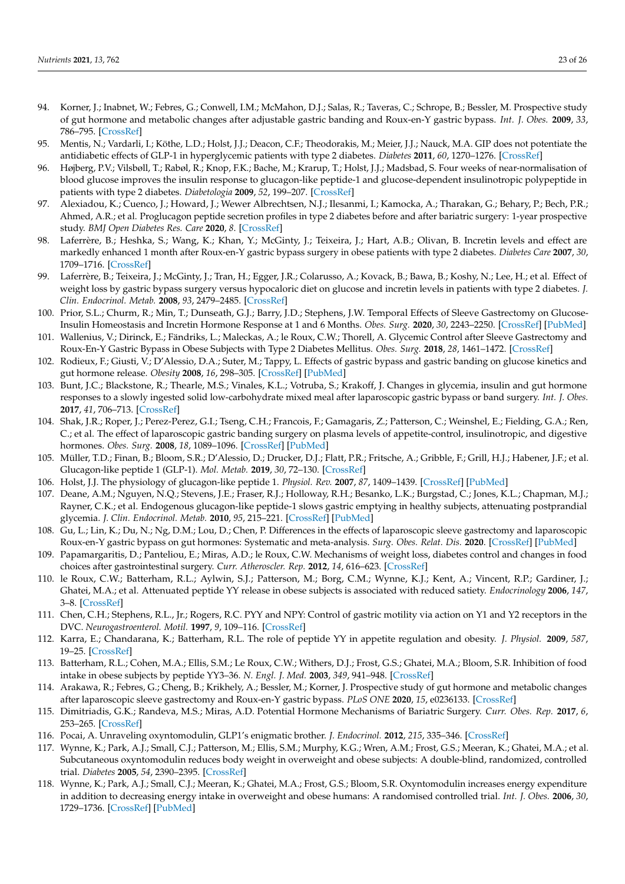94. Korner, J.; Inabnet, W.; Febres, G.; Conwell, I.M.; McMahon, D.J.; Salas, R.; Taveras, C.; Schrope, B.; Bessler, M. Prospective study of gut hormone and metabolic changes after adjustable gastric banding and Roux-en-Y gastric bypass. *Int. J. Obes.* **2009**, *33*, 786–795. [CrossRef]
95. Mentis, N.; Vardarli, I.; Köthe, L.D.; Holst, J.J.; Deacon, C.F.; Theodorakis, M.; Meier, J.J.; Nauck, M.A. GIP does not potentiate the antidiabetic effects of GLP-1 in hyperglycemic patients with type 2 diabetes. *Diabetes* **2011**, *60*, 1270–1276. [CrossRef]
96. Højberg, P.V.; Vilsbøll, T.; Rabøl, R.; Knop, F.K.; Bache, M.; Krarup, T.; Holst, J.J.; Madsbad, S. Four weeks of near-normalisation of blood glucose improves the insulin response to glucagon-like peptide-1 and glucose-dependent insulinotropic polypeptide in patients with type 2 diabetes. *Diabetologia* **2009**, *52*, 199–207. [CrossRef]
97. Alexiadou, K.; Cuenco, J.; Howard, J.; Wewer Albrechtsen, N.J.; Ilesanmi, I.; Kamocka, A.; Tharakan, G.; Behary, P.; Bech, P.R.; Ahmed, A.R.; et al. Proglucagon peptide secretion profiles in type 2 diabetes before and after bariatric surgery: 1-year prospective study. *BMJ Open Diabetes Res. Care* **2020**, *8*. [CrossRef]
98. Laferrère, B.; Heshka, S.; Wang, K.; Khan, Y.; McGinty, J.; Teixeira, J.; Hart, A.B.; Olivan, B. Incretin levels and effect are markedly enhanced 1 month after Roux-en-Y gastric bypass surgery in obese patients with type 2 diabetes. *Diabetes Care* **2007**, *30*, 1709–1716. [CrossRef]
99. Laferrère, B.; Teixeira, J.; McGinty, J.; Tran, H.; Egger, J.R.; Colarusso, A.; Kovack, B.; Bawa, B.; Koshy, N.; Lee, H.; et al. Effect of weight loss by gastric bypass surgery versus hypocaloric diet on glucose and incretin levels in patients with type 2 diabetes. *J. Clin. Endocrinol. Metab.* **2008**, *93*, 2479–2485. [CrossRef]
100. Prior, S.L.; Churm, R.; Min, T.; Dunseath, G.J.; Barry, J.D.; Stephens, J.W. Temporal Effects of Sleeve Gastrectomy on Glucose-Insulin Homeostasis and Incretin Hormone Response at 1 and 6 Months. *Obes. Surg.* **2020**, *30*, 2243–2250. [CrossRef] [PubMed]
101. Wallenius, V.; Dirinck, E.; Fändriks, L.; Maleckas, A.; le Roux, C.W.; Thorell, A. Glycemic Control after Sleeve Gastrectomy and Roux-En-Y Gastric Bypass in Obese Subjects with Type 2 Diabetes Mellitus. *Obes. Surg.* **2018**, *28*, 1461–1472. [CrossRef]
102. Rodieux, F.; Giusti, V.; D'Alessio, D.A.; Suter, M.; Tappy, L. Effects of gastric bypass and gastric banding on glucose kinetics and gut hormone release. *Obesity* **2008**, *16*, 298–305. [CrossRef] [PubMed]
103. Bunt, J.C.; Blackstone, R.; Thearle, M.S.; Vinales, K.L.; Votruba, S.; Krakoff, J. Changes in glycemia, insulin and gut hormone responses to a slowly ingested solid low-carbohydrate mixed meal after laparoscopic gastric bypass or band surgery. *Int. J. Obes.* **2017**, *41*, 706–713. [CrossRef]
104. Shak, J.R.; Roper, J.; Perez-Perez, G.I.; Tseng, C.H.; Francois, F.; Gamagaris, Z.; Patterson, C.; Weinshel, E.; Fielding, G.A.; Ren, C.; et al. The effect of laparoscopic gastric banding surgery on plasma levels of appetite-control, insulinotropic, and digestive hormones. *Obes. Surg.* **2008**, *18*, 1089–1096. [CrossRef] [PubMed]
105. Müller, T.D.; Finan, B.; Bloom, S.R.; D'Alessio, D.; Drucker, D.J.; Flatt, P.R.; Fritsche, A.; Gribble, F.; Grill, H.J.; Habener, J.F.; et al. Glucagon-like peptide 1 (GLP-1). *Mol. Metab.* **2019**, *30*, 72–130. [CrossRef]
106. Holst, J.J. The physiology of glucagon-like peptide 1. *Physiol. Rev.* **2007**, *87*, 1409–1439. [CrossRef] [PubMed]
107. Deane, A.M.; Nguyen, N.Q.; Stevens, J.E.; Fraser, R.J.; Holloway, R.H.; Besanko, L.K.; Burgstad, C.; Jones, K.L.; Chapman, M.J.; Rayner, C.K.; et al. Endogenous glucagon-like peptide-1 slows gastric emptying in healthy subjects, attenuating postprandial glycemia. *J. Clin. Endocrinol. Metab.* **2010**, *95*, 215–221. [CrossRef] [PubMed]
108. Gu, L.; Lin, K.; Du, N.; Ng, D.M.; Lou, D.; Chen, P. Differences in the effects of laparoscopic sleeve gastrectomy and laparoscopic Roux-en-Y gastric bypass on gut hormones: Systematic and meta-analysis. *Surg. Obes. Relat. Dis.* **2020**. [CrossRef] [PubMed]
109. Papamargaritis, D.; Panteliou, E.; Miras, A.D.; le Roux, C.W. Mechanisms of weight loss, diabetes control and changes in food choices after gastrointestinal surgery. *Curr. Atheroscler. Rep.* **2012**, *14*, 616–623. [CrossRef]
110. le Roux, C.W.; Batterham, R.L.; Aylwin, S.J.; Patterson, M.; Borg, C.M.; Wynne, K.J.; Kent, A.; Vincent, R.P.; Gardiner, J.; Ghatei, M.A.; et al. Attenuated peptide YY release in obese subjects is associated with reduced satiety. *Endocrinology* **2006**, *147*, 3–8. [CrossRef]
111. Chen, C.H.; Stephens, R.L., Jr.; Rogers, R.C. PYY and NPY: Control of gastric motility via action on Y1 and Y2 receptors in the DVC. *Neurogastroenterol. Motil.* **1997**, *9*, 109–116. [CrossRef]
112. Karra, E.; Chandarana, K.; Batterham, R.L. The role of peptide YY in appetite regulation and obesity. *J. Physiol.* **2009**, *587*, 19–25. [CrossRef]
113. Batterham, R.L.; Cohen, M.A.; Ellis, S.M.; Le Roux, C.W.; Withers, D.J.; Frost, G.S.; Ghatei, M.A.; Bloom, S.R. Inhibition of food intake in obese subjects by peptide YY3–36. *N. Engl. J. Med.* **2003**, *349*, 941–948. [CrossRef]
114. Arakawa, R.; Febres, G.; Cheng, B.; Krikhely, A.; Bessler, M.; Korner, J. Prospective study of gut hormone and metabolic changes after laparoscopic sleeve gastrectomy and Roux-en-Y gastric bypass. *PLoS ONE* **2020**, *15*, e0236133. [CrossRef]
115. Dimitriadis, G.K.; Randeva, M.S.; Miras, A.D. Potential Hormone Mechanisms of Bariatric Surgery. *Curr. Obes. Rep.* **2017**, *6*, 253–265. [CrossRef]
116. Pocai, A. Unraveling oxyntomodulin, GLP1's enigmatic brother. *J. Endocrinol.* **2012**, *215*, 335–346. [CrossRef]
117. Wynne, K.; Park, A.J.; Small, C.J.; Patterson, M.; Ellis, S.M.; Murphy, K.G.; Wren, A.M.; Frost, G.S.; Meeran, K.; Ghatei, M.A.; et al. Subcutaneous oxyntomodulin reduces body weight in overweight and obese subjects: A double-blind, randomized, controlled trial. *Diabetes* **2005**, *54*, 2390–2395. [CrossRef]
118. Wynne, K.; Park, A.J.; Small, C.J.; Meeran, K.; Ghatei, M.A.; Frost, G.S.; Bloom, S.R. Oxyntomodulin increases energy expenditure in addition to decreasing energy intake in overweight and obese humans: A randomised controlled trial. *Int. J. Obes.* **2006**, *30*, 1729–1736. [CrossRef] [PubMed]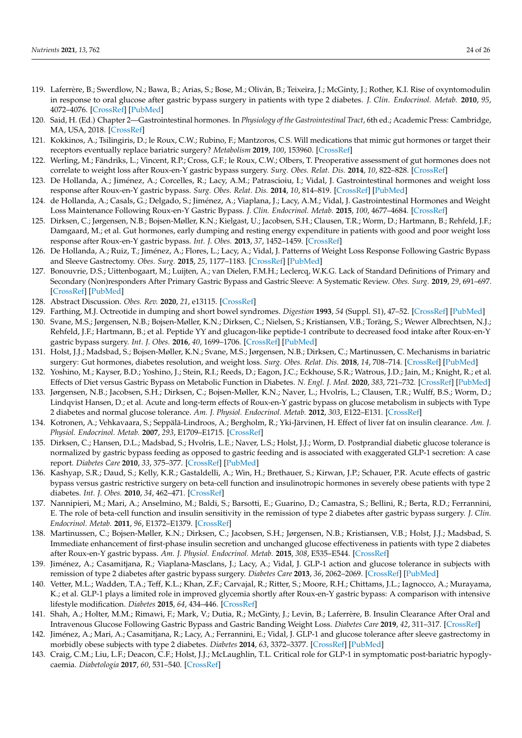119. Laferrère, B.; Swerdlow, N.; Bawa, B.; Arias, S.; Bose, M.; Oliván, B.; Teixeira, J.; McGinty, J.; Rother, K.I. Rise of oxyntomodulin in response to oral glucose after gastric bypass surgery in patients with type 2 diabetes. *J. Clin. Endocrinol. Metab.* **2010**, *95*, 4072–4076. [CrossRef] [PubMed]
120. Said, H. (Ed.) Chapter 2—Gastrointestinal hormones. In *Physiology of the Gastrointestinal Tract*, 6th ed.; Academic Press: Cambridge, MA, USA, 2018. [CrossRef]
121. Kokkinos, A.; Tsilingiris, D.; le Roux, C.W.; Rubino, F.; Mantzoros, C.S. Will medications that mimic gut hormones or target their receptors eventually replace bariatric surgery? *Metabolism* **2019**, *100*, 153960. [CrossRef]
122. Werling, M.; Fändriks, L.; Vincent, R.P.; Cross, G.F.; le Roux, C.W.; Olbers, T. Preoperative assessment of gut hormones does not correlate to weight loss after Roux-en-Y gastric bypass surgery. *Surg. Obes. Relat. Dis.* **2014**, *10*, 822–828. [CrossRef]
123. De Hollanda, A.; Jiménez, A.; Corcelles, R.; Lacy, A.M.; Patrascioiu, I.; Vidal, J. Gastrointestinal hormones and weight loss response after Roux-en-Y gastric bypass. *Surg. Obes. Relat. Dis.* **2014**, *10*, 814–819. [CrossRef] [PubMed]
124. de Hollanda, A.; Casals, G.; Delgado, S.; Jiménez, A.; Viaplana, J.; Lacy, A.M.; Vidal, J. Gastrointestinal Hormones and Weight Loss Maintenance Following Roux-en-Y Gastric Bypass. *J. Clin. Endocrinol. Metab.* **2015**, *100*, 4677–4684. [CrossRef]
125. Dirksen, C.; Jørgensen, N.B.; Bojsen-Møller, K.N.; Kielgast, U.; Jacobsen, S.H.; Clausen, T.R.; Worm, D.; Hartmann, B.; Rehfeld, J.F.; Damgaard, M.; et al. Gut hormones, early dumping and resting energy expenditure in patients with good and poor weight loss response after Roux-en-Y gastric bypass. *Int. J. Obes.* **2013**, *37*, 1452–1459. [CrossRef]
126. De Hollanda, A.; Ruiz, T.; Jiménez, A.; Flores, L.; Lacy, A.; Vidal, J. Patterns of Weight Loss Response Following Gastric Bypass and Sleeve Gastrectomy. *Obes. Surg.* **2015**, *25*, 1177–1183. [CrossRef] [PubMed]
127. Bonouvrie, D.S.; Uittenbogaart, M.; Luijten, A.; van Dielen, F.M.H.; Leclercq, W.K.G. Lack of Standard Definitions of Primary and Secondary (Non)responders After Primary Gastric Bypass and Gastric Sleeve: A Systematic Review. *Obes. Surg.* **2019**, *29*, 691–697. [CrossRef] [PubMed]
128. Abstract Discussion. *Obes. Rev.* **2020**, *21*, e13115. [CrossRef]
129. Farthing, M.J. Octreotide in dumping and short bowel syndromes. *Digestion* **1993**, *54* (Suppl. S1), 47–52. [CrossRef] [PubMed]
130. Svane, M.S.; Jørgensen, N.B.; Bojsen-Møller, K.N.; Dirksen, C.; Nielsen, S.; Kristiansen, V.B.; Toräng, S.; Wewer Albrechtsen, N.J.; Rehfeld, J.F.; Hartmann, B.; et al. Peptide YY and glucagon-like peptide-1 contribute to decreased food intake after Roux-en-Y gastric bypass surgery. *Int. J. Obes.* **2016**, *40*, 1699–1706. [CrossRef] [PubMed]
131. Holst, J.J.; Madsbad, S.; Bojsen-Møller, K.N.; Svane, M.S.; Jørgensen, N.B.; Dirksen, C.; Martinussen, C. Mechanisms in bariatric surgery: Gut hormones, diabetes resolution, and weight loss. *Surg. Obes. Relat. Dis.* **2018**, *14*, 708–714. [CrossRef] [PubMed]
132. Yoshino, M.; Kayser, B.D.; Yoshino, J.; Stein, R.I.; Reeds, D.; Eagon, J.C.; Eckhouse, S.R.; Watrous, J.D.; Jain, M.; Knight, R.; et al. Effects of Diet versus Gastric Bypass on Metabolic Function in Diabetes. *N. Engl. J. Med.* **2020**, *383*, 721–732. [CrossRef] [PubMed]
133. Jørgensen, N.B.; Jacobsen, S.H.; Dirksen, C.; Bojsen-Møller, K.N.; Naver, L.; Hvolris, L.; Clausen, T.R.; Wulff, B.S.; Worm, D.; Lindqvist Hansen, D.; et al. Acute and long-term effects of Roux-en-Y gastric bypass on glucose metabolism in subjects with Type 2 diabetes and normal glucose tolerance. *Am. J. Physiol. Endocrinol. Metab.* **2012**, *303*, E122–E131. [CrossRef]
134. Kotronen, A.; Vehkavaara, S.; Seppälä-Lindroos, A.; Bergholm, R.; Yki-Järvinen, H. Effect of liver fat on insulin clearance. *Am. J. Physiol. Endocrinol. Metab.* **2007**, *293*, E1709–E1715. [CrossRef]
135. Dirksen, C.; Hansen, D.L.; Madsbad, S.; Hvolris, L.E.; Naver, L.S.; Holst, J.J.; Worm, D. Postprandial diabetic glucose tolerance is normalized by gastric bypass feeding as opposed to gastric feeding and is associated with exaggerated GLP-1 secretion: A case report. *Diabetes Care* **2010**, *33*, 375–377. [CrossRef] [PubMed]
136. Kashyap, S.R.; Daud, S.; Kelly, K.R.; Gastaldelli, A.; Win, H.; Brethauer, S.; Kirwan, J.P.; Schauer, P.R. Acute effects of gastric bypass versus gastric restrictive surgery on beta-cell function and insulinotropic hormones in severely obese patients with type 2 diabetes. *Int. J. Obes.* **2010**, *34*, 462–471. [CrossRef]
137. Nannipieri, M.; Mari, A.; Anselmino, M.; Baldi, S.; Barsotti, E.; Guarino, D.; Camastra, S.; Bellini, R.; Berta, R.D.; Ferrannini, E. The role of beta-cell function and insulin sensitivity in the remission of type 2 diabetes after gastric bypass surgery. *J. Clin. Endocrinol. Metab.* **2011**, *96*, E1372–E1379. [CrossRef]
138. Martinussen, C.; Bojsen-Møller, K.N.; Dirksen, C.; Jacobsen, S.H.; Jørgensen, N.B.; Kristiansen, V.B.; Holst, J.J.; Madsbad, S. Immediate enhancement of first-phase insulin secretion and unchanged glucose effectiveness in patients with type 2 diabetes after Roux-en-Y gastric bypass. *Am. J. Physiol. Endocrinol. Metab.* **2015**, *308*, E535–E544. [CrossRef]
139. Jiménez, A.; Casamitjana, R.; Viaplana-Masclans, J.; Lacy, A.; Vidal, J. GLP-1 action and glucose tolerance in subjects with remission of type 2 diabetes after gastric bypass surgery. *Diabetes Care* **2013**, *36*, 2062–2069. [CrossRef] [PubMed]
140. Vetter, M.L.; Wadden, T.A.; Teff, K.L.; Khan, Z.F.; Carvajal, R.; Ritter, S.; Moore, R.H.; Chittams, J.L.; Iagnocco, A.; Murayama, K.; et al. GLP-1 plays a limited role in improved glycemia shortly after Roux-en-Y gastric bypass: A comparison with intensive lifestyle modification. *Diabetes* **2015**, *64*, 434–446. [CrossRef]
141. Shah, A.; Holter, M.M.; Rimawi, F.; Mark, V.; Dutia, R.; McGinty, J.; Levin, B.; Laferrère, B. Insulin Clearance After Oral and Intravenous Glucose Following Gastric Bypass and Gastric Banding Weight Loss. *Diabetes Care* **2019**, *42*, 311–317. [CrossRef]
142. Jiménez, A.; Mari, A.; Casamitjana, R.; Lacy, A.; Ferrannini, E.; Vidal, J. GLP-1 and glucose tolerance after sleeve gastrectomy in morbidly obese subjects with type 2 diabetes. *Diabetes* **2014**, *63*, 3372–3377. [CrossRef] [PubMed]
143. Craig, C.M.; Liu, L.F.; Deacon, C.F.; Holst, J.J.; McLaughlin, T.L. Critical role for GLP-1 in symptomatic post-bariatric hypoglycaemia. *Diabetologia* **2017**, *60*, 531–540. [CrossRef]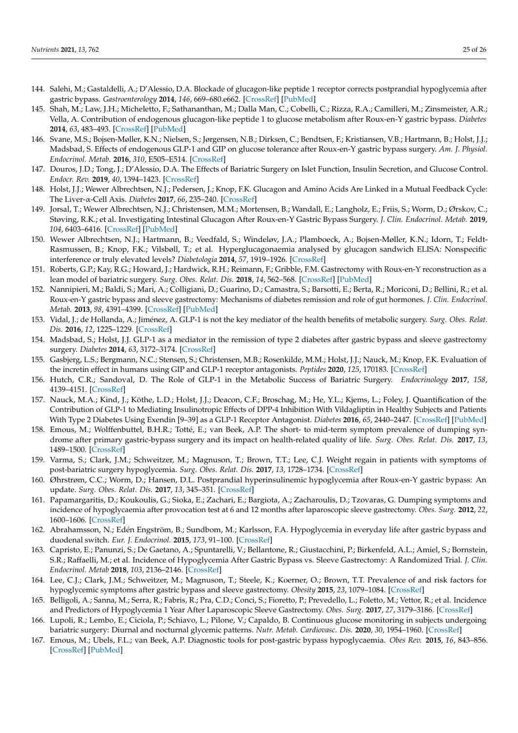144. Salehi, M.; Gastaldelli, A.; D'Alessio, D.A. Blockade of glucagon-like peptide 1 receptor corrects postprandial hypoglycemia after gastric bypass. *Gastroenterology* **2014**, *146*, 669–680.e662. [CrossRef] [PubMed]
145. Shah, M.; Law, J.H.; Micheletto, F.; Sathananthan, M.; Dalla Man, C.; Cobelli, C.; Rizza, R.A.; Camilleri, M.; Zinsmeister, A.R.; Vella, A. Contribution of endogenous glucagon-like peptide 1 to glucose metabolism after Roux-en-Y gastric bypass. *Diabetes* **2014**, *63*, 483–493. [CrossRef] [PubMed]
146. Svane, M.S.; Bojsen-Møller, K.N.; Nielsen, S.; Jørgensen, N.B.; Dirksen, C.; Bendtsen, F.; Kristiansen, V.B.; Hartmann, B.; Holst, J.J.; Madsbad, S. Effects of endogenous GLP-1 and GIP on glucose tolerance after Roux-en-Y gastric bypass surgery. *Am. J. Physiol. Endocrinol. Metab.* **2016**, *310*, E505–E514. [CrossRef]
147. Douros, J.D.; Tong, J.; D'Alessio, D.A. The Effects of Bariatric Surgery on Islet Function, Insulin Secretion, and Glucose Control. *Endocr. Rev.* **2019**, *40*, 1394–1423. [CrossRef]
148. Holst, J.J.; Wewer Albrechtsen, N.J.; Pedersen, J.; Knop, F.K. Glucagon and Amino Acids Are Linked in a Mutual Feedback Cycle: The Liver-α-Cell Axis. *Diabetes* **2017**, *66*, 235–240. [CrossRef]
149. Jorsal, T.; Wewer Albrechtsen, N.J.; Christensen, M.M.; Mortensen, B.; Wandall, E.; Langholz, E.; Friis, S.; Worm, D.; Ørskov, C.; Støving, R.K.; et al. Investigating Intestinal Glucagon After Roux-en-Y Gastric Bypass Surgery. *J. Clin. Endocrinol. Metab.* **2019**, *104*, 6403–6416. [CrossRef] [PubMed]
150. Wewer Albrechtsen, N.J.; Hartmann, B.; Veedfald, S.; Windeløv, J.A.; Plamboeck, A.; Bojsen-Møller, K.N.; Idorn, T.; Feldt-Rasmussen, B.; Knop, F.K.; Vilsbøll, T.; et al. Hyperglucagonaemia analysed by glucagon sandwich ELISA: Nonspecific interference or truly elevated levels? *Diabetologia* **2014**, *57*, 1919–1926. [CrossRef]
151. Roberts, G.P.; Kay, R.G.; Howard, J.; Hardwick, R.H.; Reimann, F.; Gribble, F.M. Gastrectomy with Roux-en-Y reconstruction as a lean model of bariatric surgery. *Surg. Obes. Relat. Dis.* **2018**, *14*, 562–568. [CrossRef] [PubMed]
152. Nannipieri, M.; Baldi, S.; Mari, A.; Colligiani, D.; Guarino, D.; Camastra, S.; Barsotti, E.; Berta, R.; Moriconi, D.; Bellini, R.; et al. Roux-en-Y gastric bypass and sleeve gastrectomy: Mechanisms of diabetes remission and role of gut hormones. *J. Clin. Endocrinol. Metab.* **2013**, *98*, 4391–4399. [CrossRef] [PubMed]
153. Vidal, J.; de Hollanda, A.; Jiménez, A. GLP-1 is not the key mediator of the health benefits of metabolic surgery. *Surg. Obes. Relat. Dis.* **2016**, *12*, 1225–1229. [CrossRef]
154. Madsbad, S.; Holst, J.J. GLP-1 as a mediator in the remission of type 2 diabetes after gastric bypass and sleeve gastrectomy surgery. *Diabetes* **2014**, *63*, 3172–3174. [CrossRef]
155. Gasbjerg, L.S.; Bergmann, N.C.; Stensen, S.; Christensen, M.B.; Rosenkilde, M.M.; Holst, J.J.; Nauck, M.; Knop, F.K. Evaluation of the incretin effect in humans using GIP and GLP-1 receptor antagonists. *Peptides* **2020**, *125*, 170183. [CrossRef]
156. Hutch, C.R.; Sandoval, D. The Role of GLP-1 in the Metabolic Success of Bariatric Surgery. *Endocrinology* **2017**, *158*, 4139–4151. [CrossRef]
157. Nauck, M.A.; Kind, J.; Köthe, L.D.; Holst, J.J.; Deacon, C.F.; Broschag, M.; He, Y.L.; Kjems, L.; Foley, J. Quantification of the Contribution of GLP-1 to Mediating Insulinotropic Effects of DPP-4 Inhibition With Vildagliptin in Healthy Subjects and Patients With Type 2 Diabetes Using Exendin [9–39] as a GLP-1 Receptor Antagonist. *Diabetes* **2016**, *65*, 2440–2447. [CrossRef] [PubMed]
158. Emous, M.; Wolffenbuttel, B.H.R.; Totté, E.; van Beek, A.P. The short- to mid-term symptom prevalence of dumping syndrome after primary gastric-bypass surgery and its impact on health-related quality of life. *Surg. Obes. Relat. Dis.* **2017**, *13*, 1489–1500. [CrossRef]
159. Varma, S.; Clark, J.M.; Schweitzer, M.; Magnuson, T.; Brown, T.T.; Lee, C.J. Weight regain in patients with symptoms of post-bariatric surgery hypoglycemia. *Surg. Obes. Relat. Dis.* **2017**, *13*, 1728–1734. [CrossRef]
160. Øhrstrøm, C.C.; Worm, D.; Hansen, D.L. Postprandial hyperinsulinemic hypoglycemia after Roux-en-Y gastric bypass: An update. *Surg. Obes. Relat. Dis.* **2017**, *13*, 345–351. [CrossRef]
161. Papamargaritis, D.; Koukoulis, G.; Sioka, E.; Zachari, E.; Bargiota, A.; Zacharoulis, D.; Tzovaras, G. Dumping symptoms and incidence of hypoglycaemia after provocation test at 6 and 12 months after laparoscopic sleeve gastrectomy. *Obes. Surg.* **2012**, *22*, 1600–1606. [CrossRef]
162. Abrahamsson, N.; Edén Engström, B.; Sundbom, M.; Karlsson, F.A. Hypoglycemia in everyday life after gastric bypass and duodenal switch. *Eur. J. Endocrinol.* **2015**, *173*, 91–100. [CrossRef]
163. Capristo, E.; Panunzi, S.; De Gaetano, A.; Spuntarelli, V.; Bellantone, R.; Giustacchini, P.; Birkenfeld, A.L.; Amiel, S.; Bornstein, S.R.; Raffaelli, M.; et al. Incidence of Hypoglycemia After Gastric Bypass vs. Sleeve Gastrectomy: A Randomized Trial. *J. Clin. Endocrinol. Metab* **2018**, *103*, 2136–2146. [CrossRef]
164. Lee, C.J.; Clark, J.M.; Schweitzer, M.; Magnuson, T.; Steele, K.; Koerner, O.; Brown, T.T. Prevalence of and risk factors for hypoglycemic symptoms after gastric bypass and sleeve gastrectomy. *Obesity* **2015**, *23*, 1079–1084. [CrossRef]
165. Belligoli, A.; Sanna, M.; Serra, R.; Fabris, R.; Pra, C.D.; Conci, S.; Fioretto, P.; Prevedello, L.; Foletto, M.; Vettor, R.; et al. Incidence and Predictors of Hypoglycemia 1 Year After Laparoscopic Sleeve Gastrectomy. *Obes. Surg.* **2017**, *27*, 3179–3186. [CrossRef]
166. Lupoli, R.; Lembo, E.; Ciciola, P.; Schiavo, L.; Pilone, V.; Capaldo, B. Continuous glucose monitoring in subjects undergoing bariatric surgery: Diurnal and nocturnal glycemic patterns. *Nutr. Metab. Cardiovasc. Dis.* **2020**, *30*, 1954–1960. [CrossRef]
167. Emous, M.; Ubels, F.L.; van Beek, A.P. Diagnostic tools for post-gastric bypass hypoglycaemia. *Obes Rev.* **2015**, *16*, 843–856. [CrossRef] [PubMed]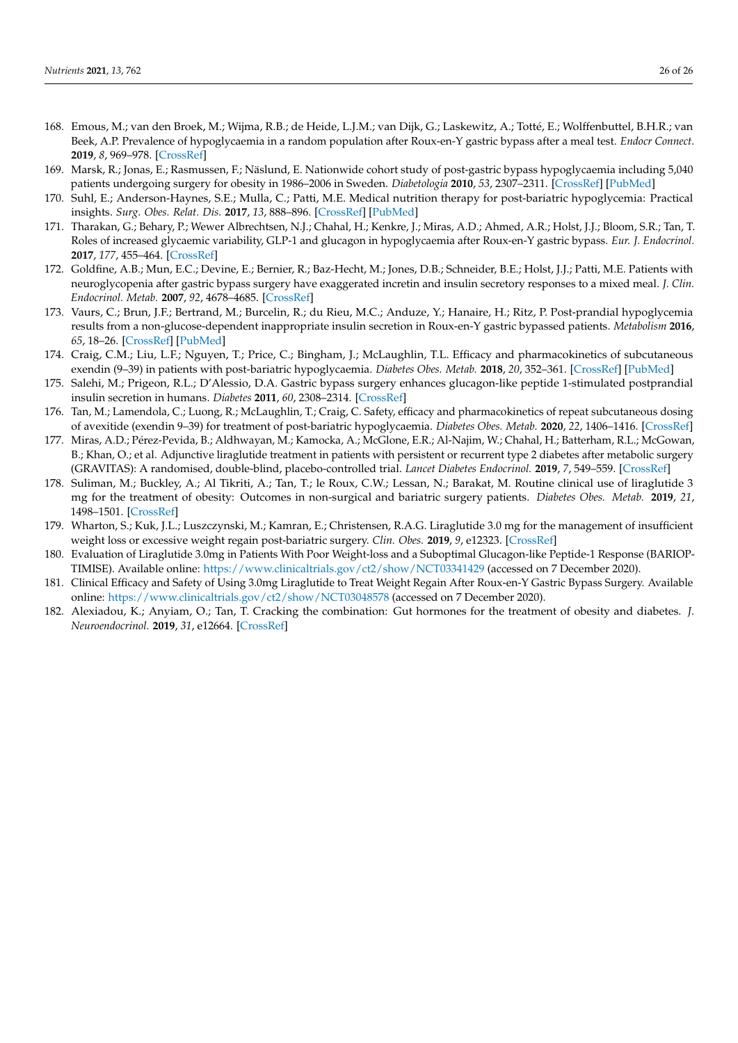168. Emous, M.; van den Broek, M.; Wijma, R.B.; de Heide, L.J.M.; van Dijk, G.; Laskewitz, A.; Totté, E.; Wolffenbuttel, B.H.R.; van Beek, A.P. Prevalence of hypoglycaemia in a random population after Roux-en-Y gastric bypass after a meal test. *Endocr Connect.* **2019**, *8*, 969–978. [CrossRef]
169. Marsk, R.; Jonas, E.; Rasmussen, F.; Näslund, E. Nationwide cohort study of post-gastric bypass hypoglycaemia including 5,040 patients undergoing surgery for obesity in 1986–2006 in Sweden. *Diabetologia* **2010**, *53*, 2307–2311. [CrossRef] [PubMed]
170. Suhl, E.; Anderson-Haynes, S.E.; Mulla, C.; Patti, M.E. Medical nutrition therapy for post-bariatric hypoglycemia: Practical insights. *Surg. Obes. Relat. Dis.* **2017**, *13*, 888–896. [CrossRef] [PubMed]
171. Tharakan, G.; Behary, P.; Wewer Albrechtsen, N.J.; Chahal, H.; Kenkre, J.; Miras, A.D.; Ahmed, A.R.; Holst, J.J.; Bloom, S.R.; Tan, T. Roles of increased glycaemic variability, GLP-1 and glucagon in hypoglycaemia after Roux-en-Y gastric bypass. *Eur. J. Endocrinol.* **2017**, *177*, 455–464. [CrossRef]
172. Goldfine, A.B.; Mun, E.C.; Devine, E.; Bernier, R.; Baz-Hecht, M.; Jones, D.B.; Schneider, B.E.; Holst, J.J.; Patti, M.E. Patients with neuroglycopenia after gastric bypass surgery have exaggerated incretin and insulin secretory responses to a mixed meal. *J. Clin. Endocrinol. Metab.* **2007**, *92*, 4678–4685. [CrossRef]
173. Vaurs, C.; Brun, J.F.; Bertrand, M.; Burcelin, R.; du Rieu, M.C.; Anduze, Y.; Hanaire, H.; Ritz, P. Post-prandial hypoglycemia results from a non-glucose-dependent inappropriate insulin secretion in Roux-en-Y gastric bypassed patients. *Metabolism* **2016**, *65*, 18–26. [CrossRef] [PubMed]
174. Craig, C.M.; Liu, L.F.; Nguyen, T.; Price, C.; Bingham, J.; McLaughlin, T.L. Efficacy and pharmacokinetics of subcutaneous exendin (9–39) in patients with post-bariatric hypoglycaemia. *Diabetes Obes. Metab.* **2018**, *20*, 352–361. [CrossRef] [PubMed]
175. Salehi, M.; Prigeon, R.L.; D'Alessio, D.A. Gastric bypass surgery enhances glucagon-like peptide 1-stimulated postprandial insulin secretion in humans. *Diabetes* **2011**, *60*, 2308–2314. [CrossRef]
176. Tan, M.; Lamendola, C.; Luong, R.; McLaughlin, T.; Craig, C. Safety, efficacy and pharmacokinetics of repeat subcutaneous dosing of avexitide (exendin 9–39) for treatment of post-bariatric hypoglycaemia. *Diabetes Obes. Metab.* **2020**, *22*, 1406–1416. [CrossRef]
177. Miras, A.D.; Pérez-Pevida, B.; Aldhwayan, M.; Kamocka, A.; McGlone, E.R.; Al-Najim, W.; Chahal, H.; Batterham, R.L.; McGowan, B.; Khan, O.; et al. Adjunctive liraglutide treatment in patients with persistent or recurrent type 2 diabetes after metabolic surgery (GRAVITAS): A randomised, double-blind, placebo-controlled trial. *Lancet Diabetes Endocrinol.* **2019**, *7*, 549–559. [CrossRef]
178. Suliman, M.; Buckley, A.; Al Tikriti, A.; Tan, T.; le Roux, C.W.; Lessan, N.; Barakat, M. Routine clinical use of liraglutide 3 mg for the treatment of obesity: Outcomes in non-surgical and bariatric surgery patients. *Diabetes Obes. Metab.* **2019**, *21*, 1498–1501. [CrossRef]
179. Wharton, S.; Kuk, J.L.; Luszczynski, M.; Kamran, E.; Christensen, R.A.G. Liraglutide 3.0 mg for the management of insufficient weight loss or excessive weight regain post-bariatric surgery. *Clin. Obes.* **2019**, *9*, e12323. [CrossRef]
180. Evaluation of Liraglutide 3.0mg in Patients With Poor Weight-loss and a Suboptimal Glucagon-like Peptide-1 Response (BARIOP-TIMISE). Available online: https://www.clinicaltrials.gov/ct2/show/NCT03341429 (accessed on 7 December 2020).
181. Clinical Efficacy and Safety of Using 3.0mg Liraglutide to Treat Weight Regain After Roux-en-Y Gastric Bypass Surgery. Available online: https://www.clinicaltrials.gov/ct2/show/NCT03048578 (accessed on 7 December 2020).
182. Alexiadou, K.; Anyiam, O.; Tan, T. Cracking the combination: Gut hormones for the treatment of obesity and diabetes. *J. Neuroendocrinol.* **2019**, *31*, e12664. [CrossRef]